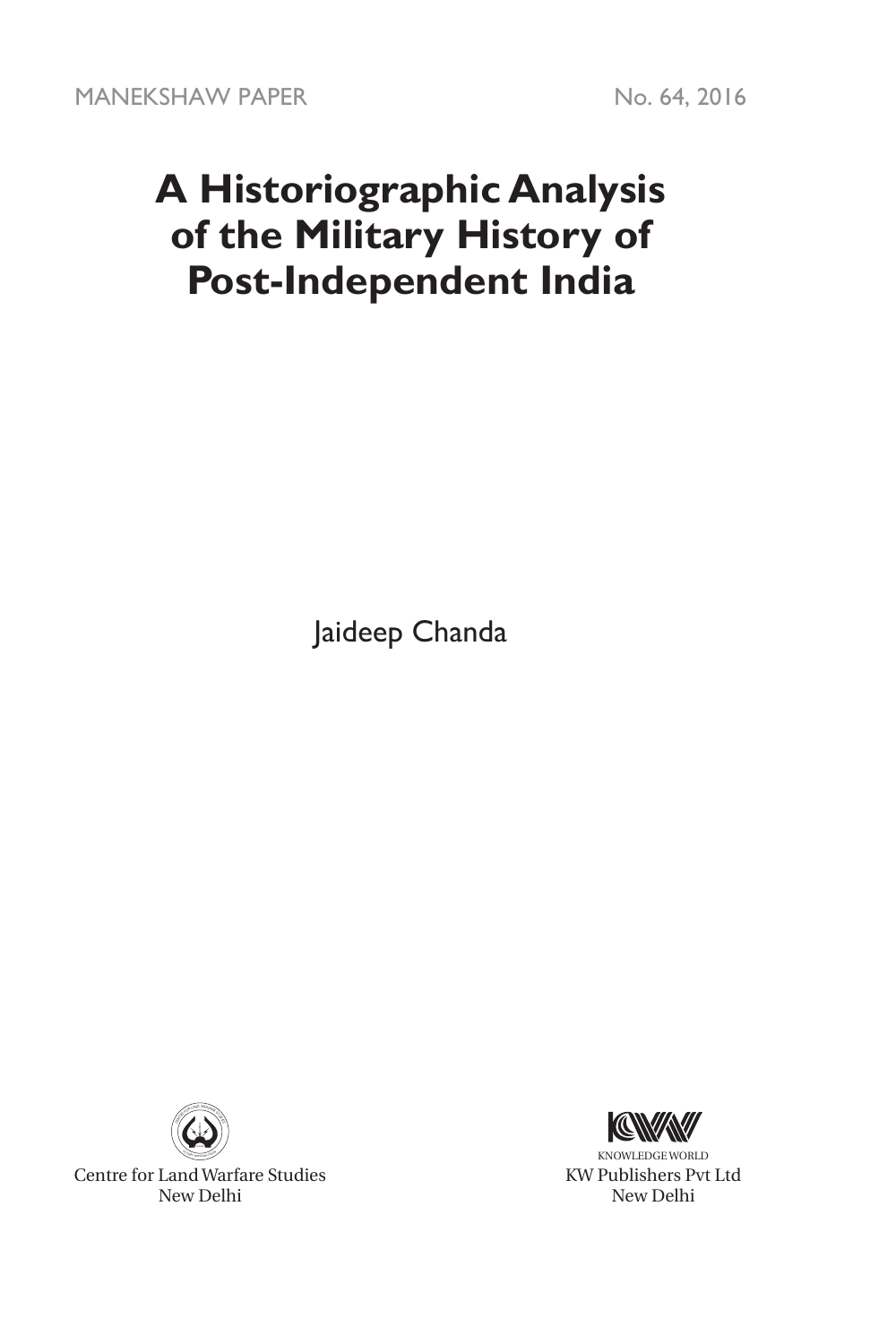MANEKSHAW PAPER No. 64, 2016

# A Historiographic Analysis of the Military History of Post-Independent India

Jaideep Chanda

Centre for Land Warfare Studies
New Delhi

KNOWLEDGE WORLD
KW Publishers Pvt Ltd
New Delhi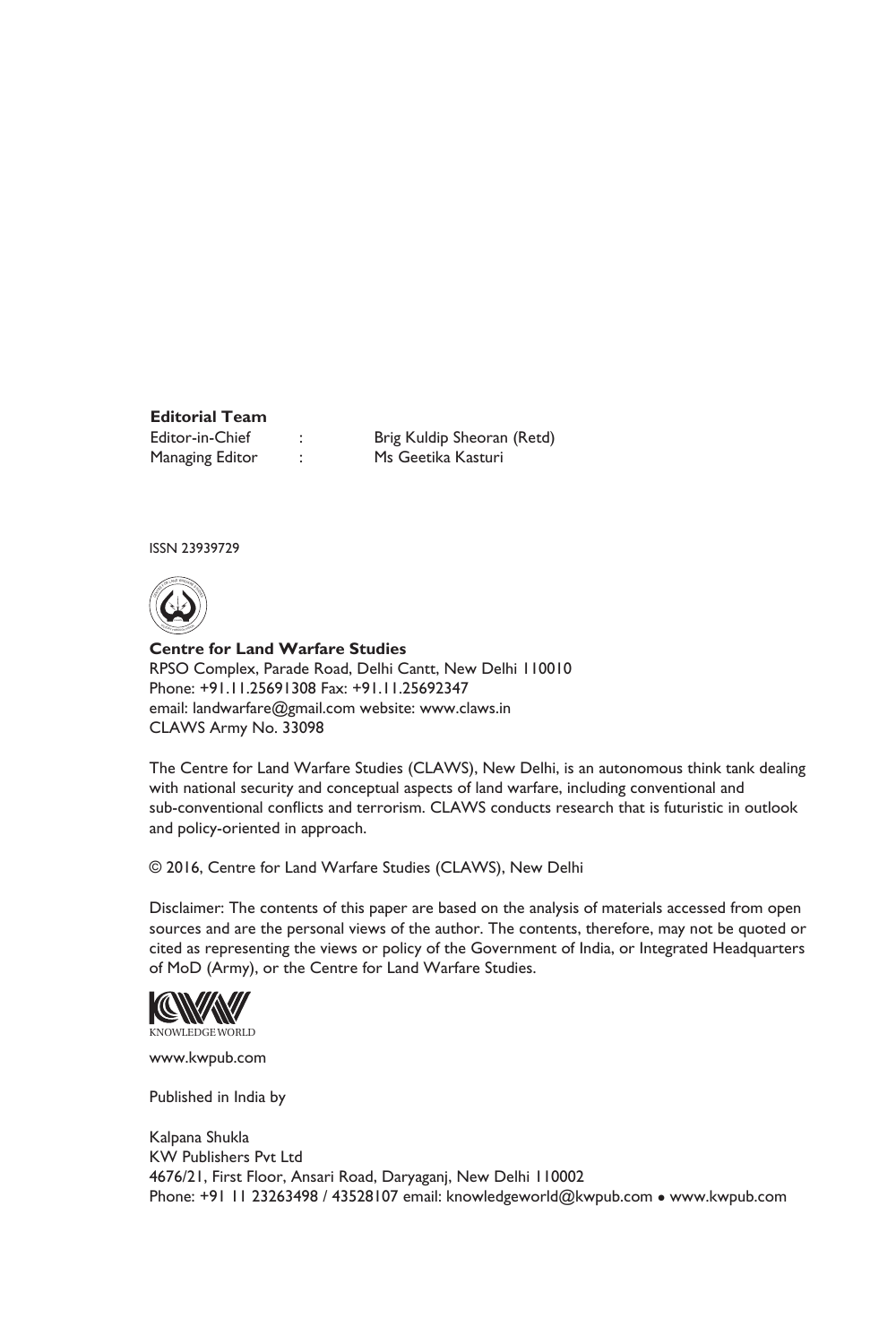**Editorial Team**

| | | |
|---|---|---|
| Editor-in-Chief | : | Brig Kuldip Sheoran (Retd) |
| Managing Editor | : | Ms Geetika Kasturi |

ISSN 23939729

**Centre for Land Warfare Studies**
RPSO Complex, Parade Road, Delhi Cantt, New Delhi 110010
Phone: +91.11.25691308 Fax: +91.11.25692347
email: landwarfare@gmail.com website: www.claws.in
CLAWS Army No. 33098

The Centre for Land Warfare Studies (CLAWS), New Delhi, is an autonomous think tank dealing with national security and conceptual aspects of land warfare, including conventional and sub-conventional conflicts and terrorism. CLAWS conducts research that is futuristic in outlook and policy-oriented in approach.

© 2016, Centre for Land Warfare Studies (CLAWS), New Delhi

Disclaimer: The contents of this paper are based on the analysis of materials accessed from open sources and are the personal views of the author. The contents, therefore, may not be quoted or cited as representing the views or policy of the Government of India, or Integrated Headquarters of MoD (Army), or the Centre for Land Warfare Studies.

KNOWLEDGE WORLD

www.kwpub.com

Published in India by

Kalpana Shukla
KW Publishers Pvt Ltd
4676/21, First Floor, Ansari Road, Daryaganj, New Delhi 110002
Phone: +91 11 23263498 / 43528107 email: knowledgeworld@kwpub.com • www.kwpub.com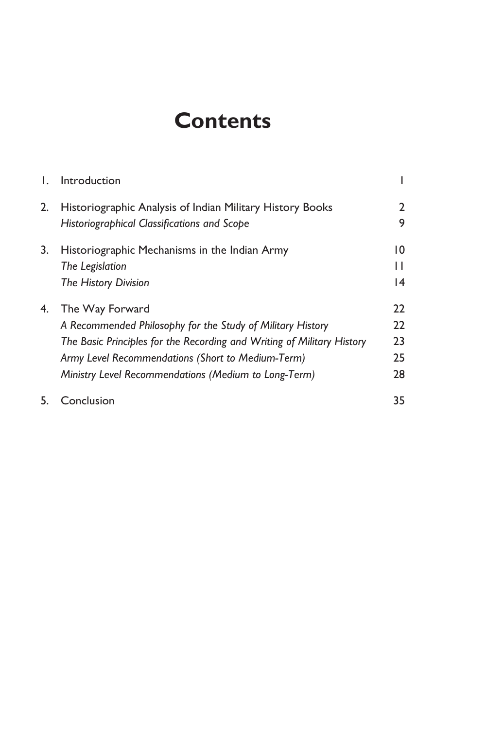# Contents

| | | |
|---|---|---|
| 1. | Introduction | 1 |
| 2. | Historiographic Analysis of Indian Military History Books | 2 |
| | *Historiographical Classifications and Scope* | 9 |
| 3. | Historiographic Mechanisms in the Indian Army | 10 |
| | *The Legislation* | 11 |
| | *The History Division* | 14 |
| 4. | The Way Forward | 22 |
| | *A Recommended Philosophy for the Study of Military History* | 22 |
| | *The Basic Principles for the Recording and Writing of Military History* | 23 |
| | *Army Level Recommendations (Short to Medium-Term)* | 25 |
| | *Ministry Level Recommendations (Medium to Long-Term)* | 28 |
| 5. | Conclusion | 35 |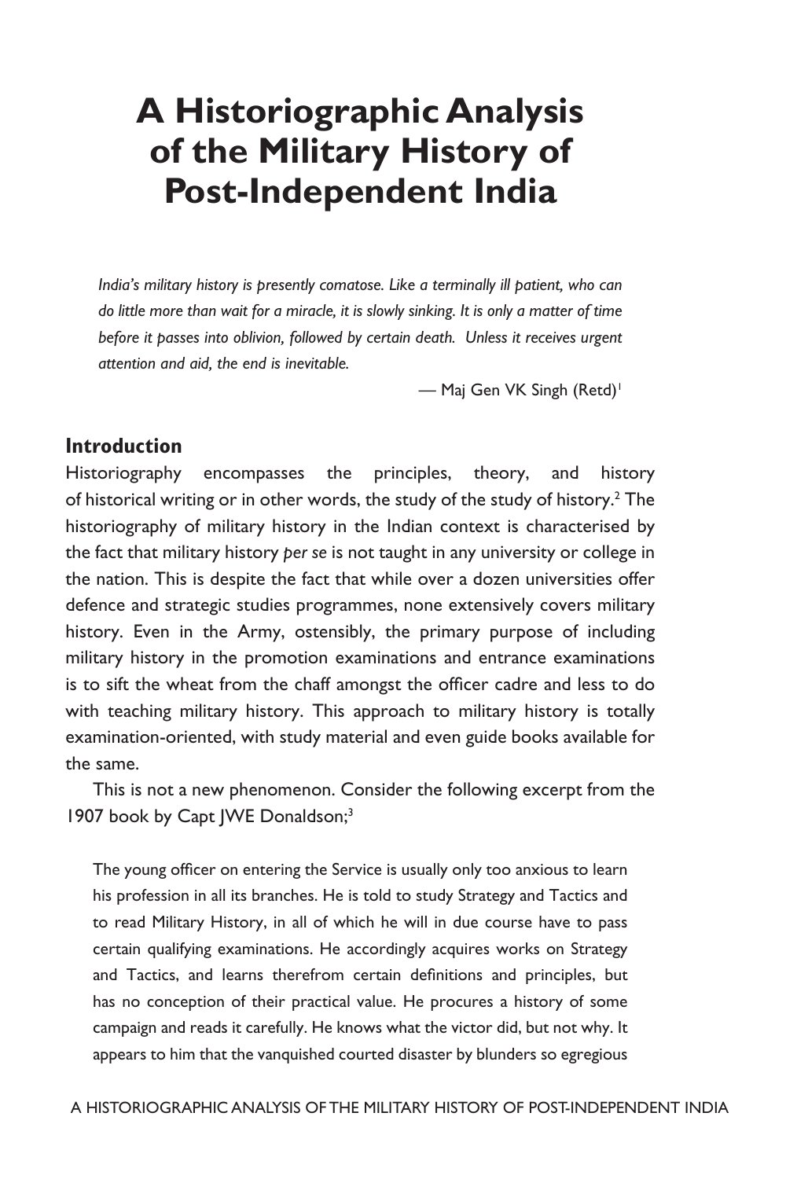# A Historiographic Analysis of the Military History of Post-Independent India

> *India's military history is presently comatose. Like a terminally ill patient, who can do little more than wait for a miracle, it is slowly sinking. It is only a matter of time before it passes into oblivion, followed by certain death. Unless it receives urgent attention and aid, the end is inevitable.*
>
> — Maj Gen VK Singh (Retd)[1]

## Introduction

Historiography encompasses the principles, theory, and history of historical writing or in other words, the study of the study of history.[2] The historiography of military history in the Indian context is characterised by the fact that military history *per se* is not taught in any university or college in the nation. This is despite the fact that while over a dozen universities offer defence and strategic studies programmes, none extensively covers military history. Even in the Army, ostensibly, the primary purpose of including military history in the promotion examinations and entrance examinations is to sift the wheat from the chaff amongst the officer cadre and less to do with teaching military history. This approach to military history is totally examination-oriented, with study material and even guide books available for the same.

This is not a new phenomenon. Consider the following excerpt from the 1907 book by Capt JWE Donaldson;[3]

> The young officer on entering the Service is usually only too anxious to learn his profession in all its branches. He is told to study Strategy and Tactics and to read Military History, in all of which he will in due course have to pass certain qualifying examinations. He accordingly acquires works on Strategy and Tactics, and learns therefrom certain definitions and principles, but has no conception of their practical value. He procures a history of some campaign and reads it carefully. He knows what the victor did, but not why. It appears to him that the vanquished courted disaster by blunders so egregious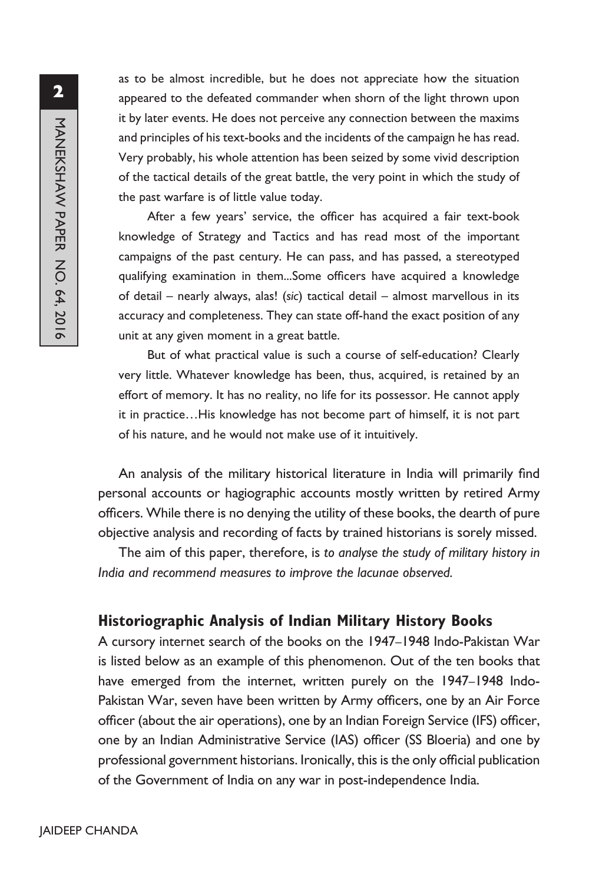as to be almost incredible, but he does not appreciate how the situation appeared to the defeated commander when shorn of the light thrown upon it by later events. He does not perceive any connection between the maxims and principles of his text-books and the incidents of the campaign he has read. Very probably, his whole attention has been seized by some vivid description of the tactical details of the great battle, the very point in which the study of the past warfare is of little value today.

> After a few years' service, the officer has acquired a fair text-book knowledge of Strategy and Tactics and has read most of the important campaigns of the past century. He can pass, and has passed, a stereotyped qualifying examination in them...Some officers have acquired a knowledge of detail – nearly always, alas! (*sic*) tactical detail – almost marvellous in its accuracy and completeness. They can state off-hand the exact position of any unit at any given moment in a great battle.
>
> But of what practical value is such a course of self-education? Clearly very little. Whatever knowledge has been, thus, acquired, is retained by an effort of memory. It has no reality, no life for its possessor. He cannot apply it in practice…His knowledge has not become part of himself, it is not part of his nature, and he would not make use of it intuitively.

An analysis of the military historical literature in India will primarily find personal accounts or hagiographic accounts mostly written by retired Army officers. While there is no denying the utility of these books, the dearth of pure objective analysis and recording of facts by trained historians is sorely missed.

The aim of this paper, therefore, is *to analyse the study of military history in India and recommend measures to improve the lacunae observed.*

## Historiographic Analysis of Indian Military History Books

A cursory internet search of the books on the 1947–1948 Indo-Pakistan War is listed below as an example of this phenomenon. Out of the ten books that have emerged from the internet, written purely on the 1947–1948 Indo-Pakistan War, seven have been written by Army officers, one by an Air Force officer (about the air operations), one by an Indian Foreign Service (IFS) officer, one by an Indian Administrative Service (IAS) officer (SS Bloeria) and one by professional government historians. Ironically, this is the only official publication of the Government of India on any war in post-independence India.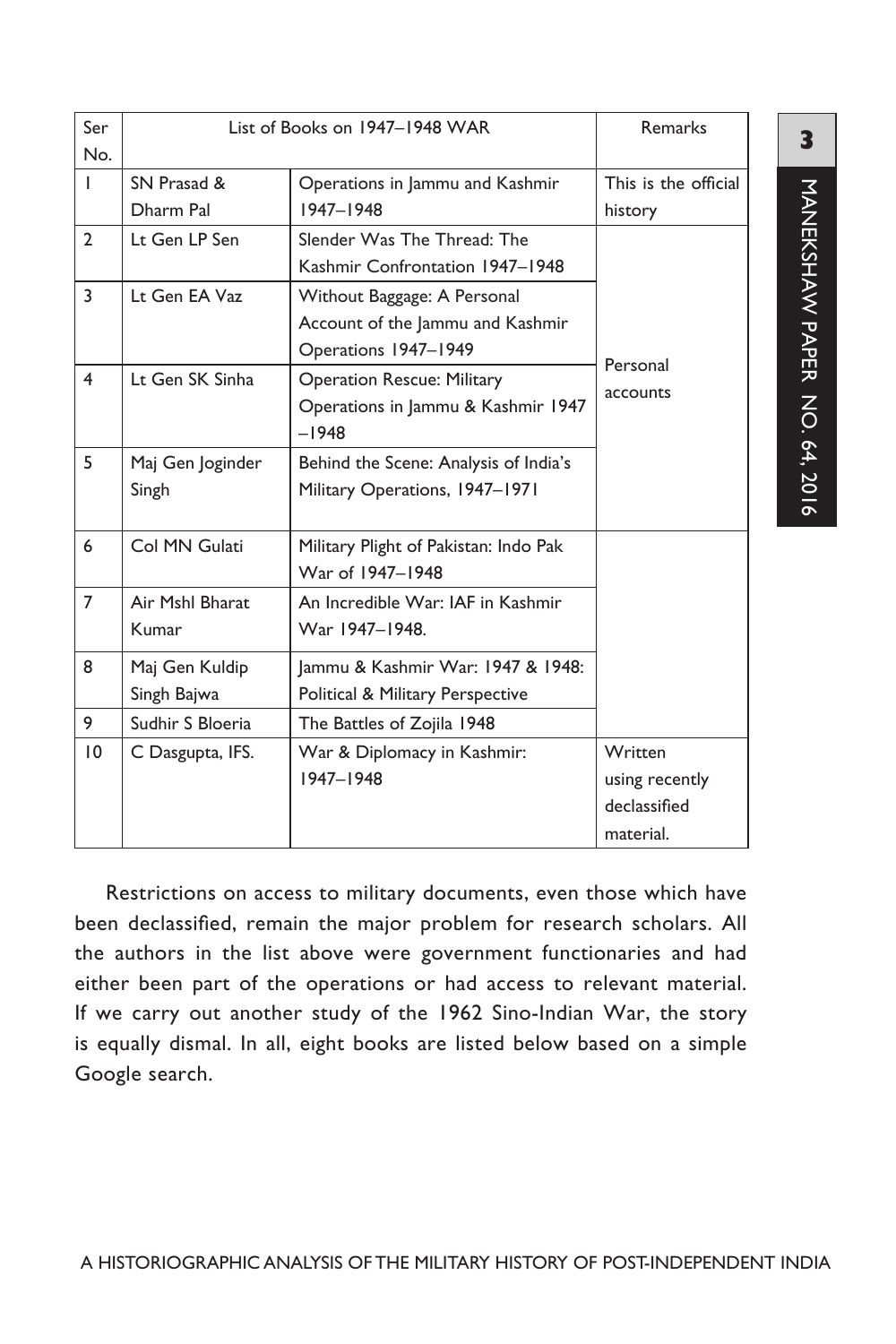| Ser No. | List of Books on 1947–1948 WAR | | Remarks |
|---|---|---|---|
| 1 | SN Prasad & Dharm Pal | Operations in Jammu and Kashmir 1947–1948 | This is the official history |
| 2 | Lt Gen LP Sen | Slender Was The Thread: The Kashmir Confrontation 1947–1948 | Personal accounts |
| 3 | Lt Gen EA Vaz | Without Baggage: A Personal Account of the Jammu and Kashmir Operations 1947–1949 | |
| 4 | Lt Gen SK Sinha | Operation Rescue: Military Operations in Jammu & Kashmir 1947 –1948 | |
| 5 | Maj Gen Joginder Singh | Behind the Scene: Analysis of India's Military Operations, 1947–1971 | |
| 6 | Col MN Gulati | Military Plight of Pakistan: Indo Pak War of 1947–1948 | |
| 7 | Air Mshl Bharat Kumar | An Incredible War: IAF in Kashmir War 1947–1948. | |
| 8 | Maj Gen Kuldip Singh Bajwa | Jammu & Kashmir War: 1947 & 1948: Political & Military Perspective | |
| 9 | Sudhir S Bloeria | The Battles of Zojila 1948 | |
| 10 | C Dasgupta, IFS. | War & Diplomacy in Kashmir: 1947–1948 | Written using recently declassified material. |

Restrictions on access to military documents, even those which have been declassified, remain the major problem for research scholars. All the authors in the list above were government functionaries and had either been part of the operations or had access to relevant material. If we carry out another study of the 1962 Sino-Indian War, the story is equally dismal. In all, eight books are listed below based on a simple Google search.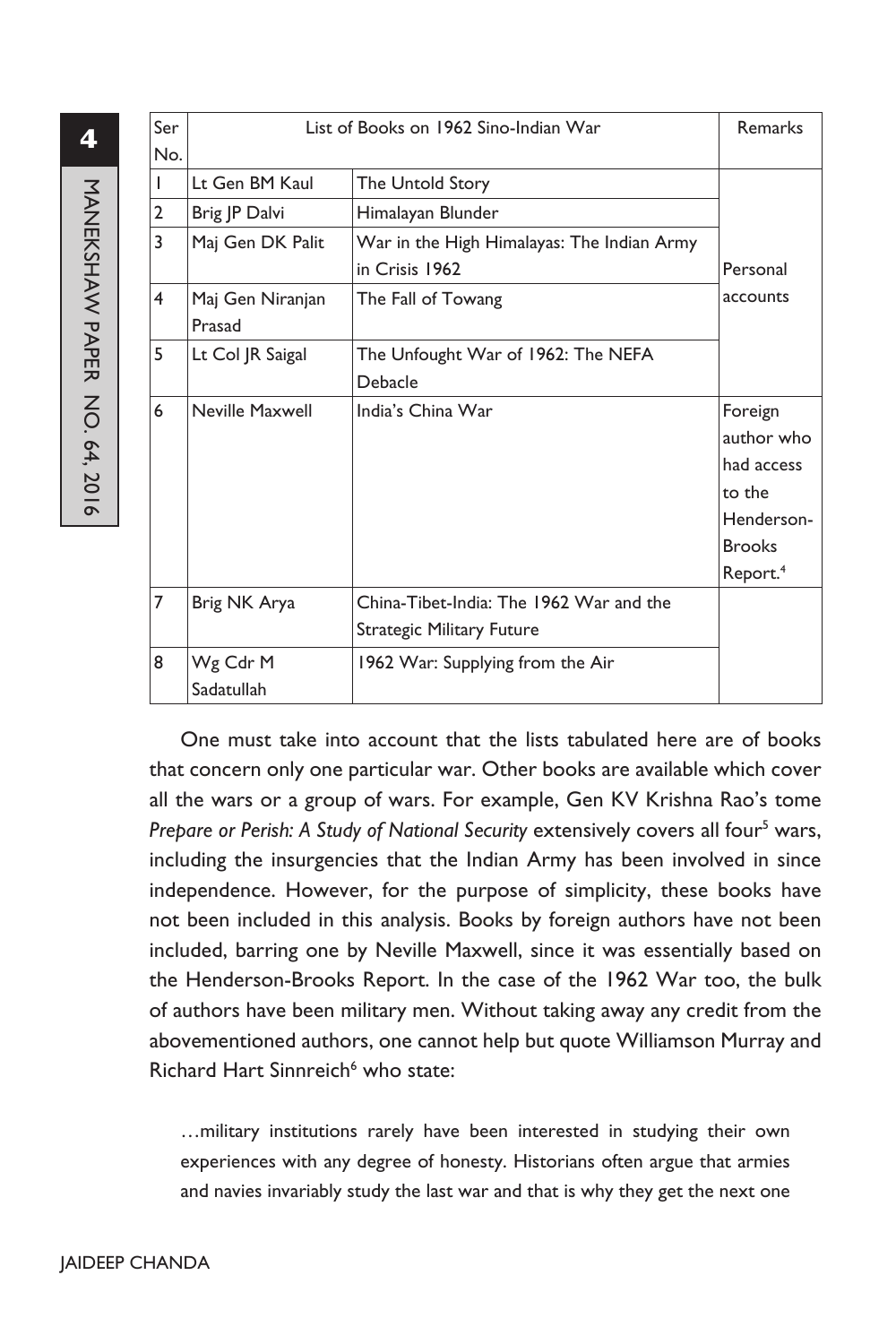| Ser No. | List of Books on 1962 Sino-Indian War | | Remarks |
|---|---|---|---|
| 1 | Lt Gen BM Kaul | The Untold Story | Personal accounts |
| 2 | Brig JP Dalvi | Himalayan Blunder | |
| 3 | Maj Gen DK Palit | War in the High Himalayas: The Indian Army in Crisis 1962 | |
| 4 | Maj Gen Niranjan Prasad | The Fall of Towang | |
| 5 | Lt Col JR Saigal | The Unfought War of 1962: The NEFA Debacle | |
| 6 | Neville Maxwell | India's China War | Foreign author who had access to the Henderson-Brooks Report.[4] |
| 7 | Brig NK Arya | China-Tibet-India: The 1962 War and the Strategic Military Future | |
| 8 | Wg Cdr M Sadatullah | 1962 War: Supplying from the Air | |

One must take into account that the lists tabulated here are of books that concern only one particular war. Other books are available which cover all the wars or a group of wars. For example, Gen KV Krishna Rao's tome *Prepare or Perish: A Study of National Security* extensively covers all four[5] wars, including the insurgencies that the Indian Army has been involved in since independence. However, for the purpose of simplicity, these books have not been included in this analysis. Books by foreign authors have not been included, barring one by Neville Maxwell, since it was essentially based on the Henderson-Brooks Report. In the case of the 1962 War too, the bulk of authors have been military men. Without taking away any credit from the abovementioned authors, one cannot help but quote Williamson Murray and Richard Hart Sinnreich[6] who state:

> …military institutions rarely have been interested in studying their own experiences with any degree of honesty. Historians often argue that armies and navies invariably study the last war and that is why they get the next one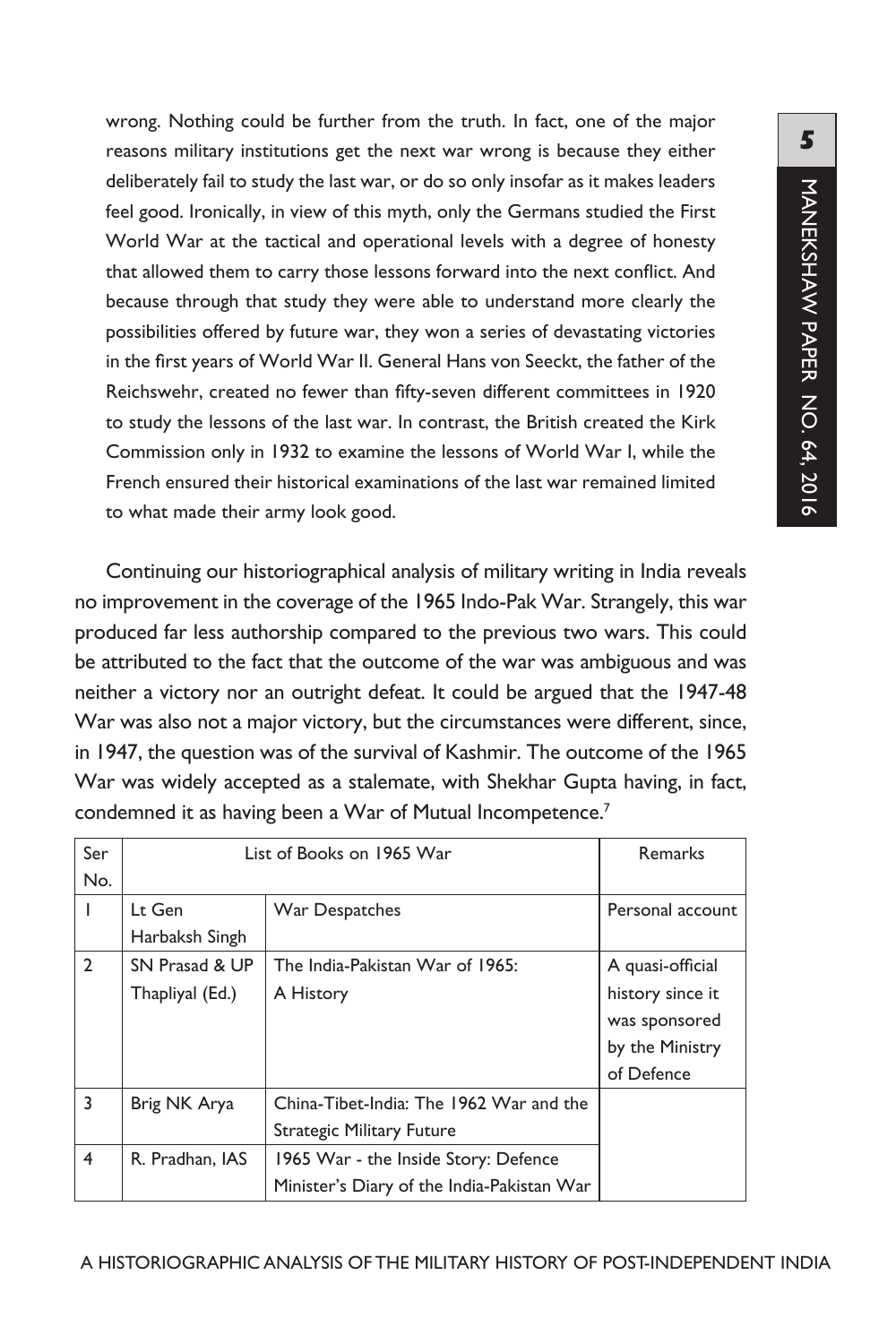wrong. Nothing could be further from the truth. In fact, one of the major reasons military institutions get the next war wrong is because they either deliberately fail to study the last war, or do so only insofar as it makes leaders feel good. Ironically, in view of this myth, only the Germans studied the First World War at the tactical and operational levels with a degree of honesty that allowed them to carry those lessons forward into the next conflict. And because through that study they were able to understand more clearly the possibilities offered by future war, they won a series of devastating victories in the first years of World War II. General Hans von Seeckt, the father of the Reichswehr, created no fewer than fifty-seven different committees in 1920 to study the lessons of the last war. In contrast, the British created the Kirk Commission only in 1932 to examine the lessons of World War I, while the French ensured their historical examinations of the last war remained limited to what made their army look good.

Continuing our historiographical analysis of military writing in India reveals no improvement in the coverage of the 1965 Indo-Pak War. Strangely, this war produced far less authorship compared to the previous two wars. This could be attributed to the fact that the outcome of the war was ambiguous and was neither a victory nor an outright defeat. It could be argued that the 1947-48 War was also not a major victory, but the circumstances were different, since, in 1947, the question was of the survival of Kashmir. The outcome of the 1965 War was widely accepted as a stalemate, with Shekhar Gupta having, in fact, condemned it as having been a War of Mutual Incompetence.[7]

| Ser No. | List of Books on 1965 War | | Remarks |
|---|---|---|---|
| 1 | Lt Gen Harbaksh Singh | War Despatches | Personal account |
| 2 | SN Prasad & UP Thapliyal (Ed.) | The India-Pakistan War of 1965: A History | A quasi-official history since it was sponsored by the Ministry of Defence |
| 3 | Brig NK Arya | China-Tibet-India: The 1962 War and the Strategic Military Future | |
| 4 | R. Pradhan, IAS | 1965 War - the Inside Story: Defence Minister's Diary of the India-Pakistan War | |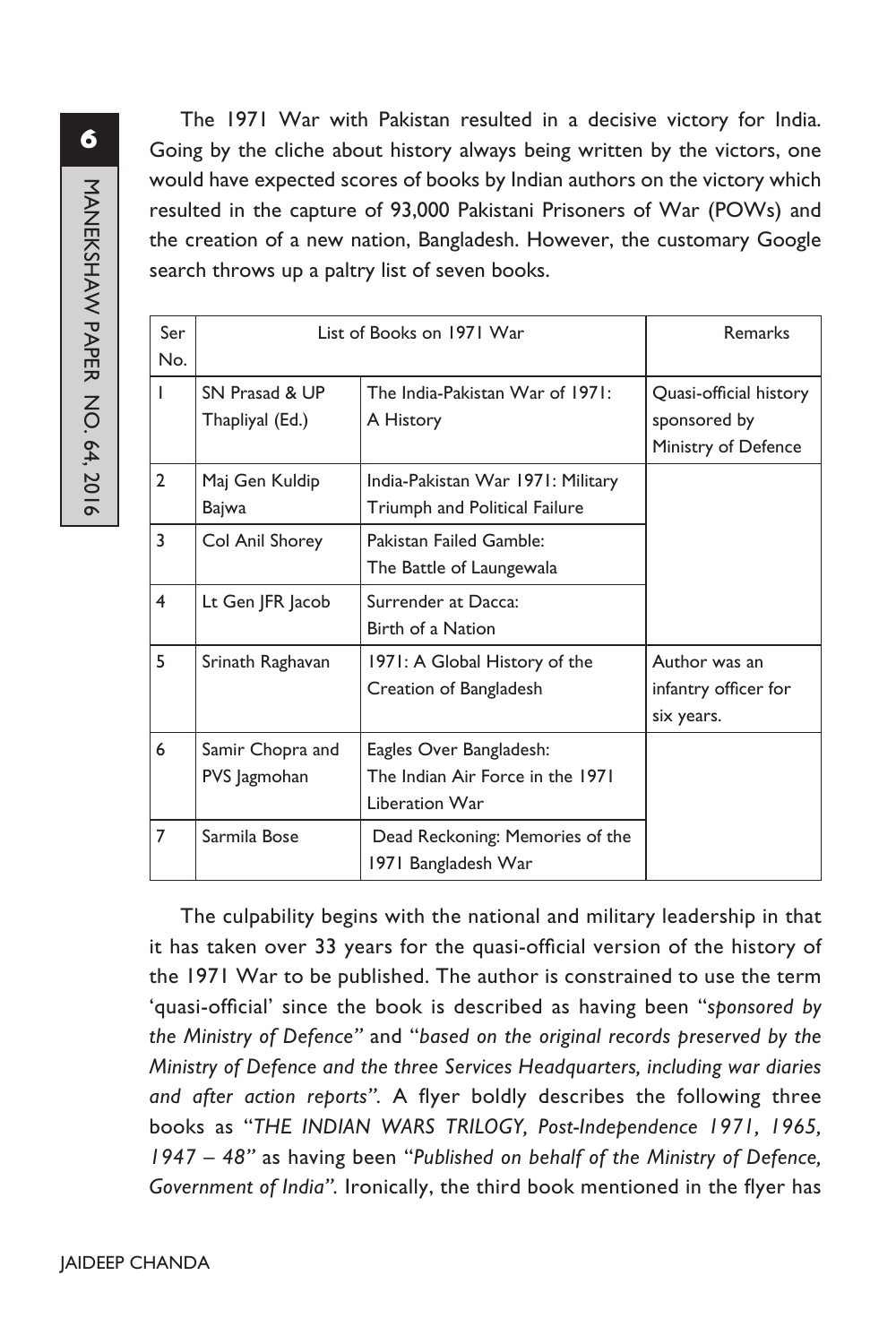The 1971 War with Pakistan resulted in a decisive victory for India. Going by the cliche about history always being written by the victors, one would have expected scores of books by Indian authors on the victory which resulted in the capture of 93,000 Pakistani Prisoners of War (POWs) and the creation of a new nation, Bangladesh. However, the customary Google search throws up a paltry list of seven books.

| Ser No. | List of Books on 1971 War | | Remarks |
|---|---|---|---|
| 1 | SN Prasad & UP Thapliyal (Ed.) | The India-Pakistan War of 1971: A History | Quasi-official history sponsored by Ministry of Defence |
| 2 | Maj Gen Kuldip Bajwa | India-Pakistan War 1971: Military Triumph and Political Failure | |
| 3 | Col Anil Shorey | Pakistan Failed Gamble: The Battle of Laungewala | |
| 4 | Lt Gen JFR Jacob | Surrender at Dacca: Birth of a Nation | |
| 5 | Srinath Raghavan | 1971: A Global History of the Creation of Bangladesh | Author was an infantry officer for six years. |
| 6 | Samir Chopra and PVS Jagmohan | Eagles Over Bangladesh: The Indian Air Force in the 1971 Liberation War | |
| 7 | Sarmila Bose | Dead Reckoning: Memories of the 1971 Bangladesh War | |

The culpability begins with the national and military leadership in that it has taken over 33 years for the quasi-official version of the history of the 1971 War to be published. The author is constrained to use the term 'quasi-official' since the book is described as having been "*sponsored by the Ministry of Defence*" and "*based on the original records preserved by the Ministry of Defence and the three Services Headquarters, including war diaries and after action reports*". A flyer boldly describes the following three books as "*THE INDIAN WARS TRILOGY, Post-Independence 1971, 1965, 1947 – 48*" as having been "*Published on behalf of the Ministry of Defence, Government of India*". Ironically, the third book mentioned in the flyer has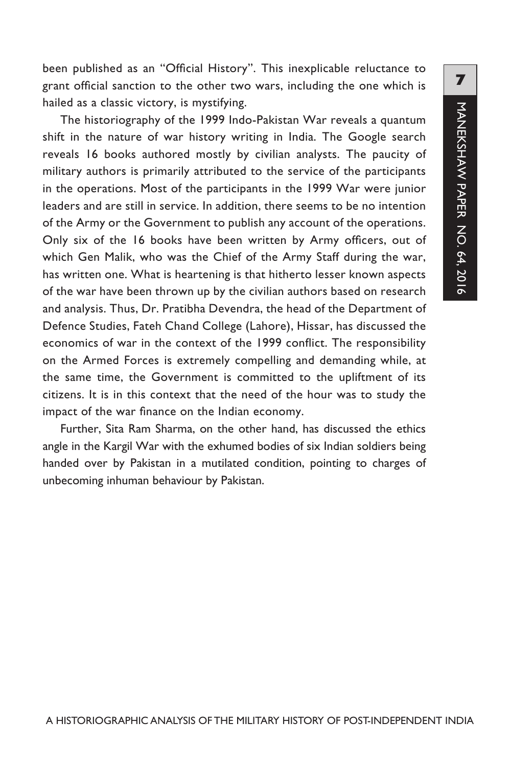been published as an "Official History". This inexplicable reluctance to grant official sanction to the other two wars, including the one which is hailed as a classic victory, is mystifying.

The historiography of the 1999 Indo-Pakistan War reveals a quantum shift in the nature of war history writing in India. The Google search reveals 16 books authored mostly by civilian analysts. The paucity of military authors is primarily attributed to the service of the participants in the operations. Most of the participants in the 1999 War were junior leaders and are still in service. In addition, there seems to be no intention of the Army or the Government to publish any account of the operations. Only six of the 16 books have been written by Army officers, out of which Gen Malik, who was the Chief of the Army Staff during the war, has written one. What is heartening is that hitherto lesser known aspects of the war have been thrown up by the civilian authors based on research and analysis. Thus, Dr. Pratibha Devendra, the head of the Department of Defence Studies, Fateh Chand College (Lahore), Hissar, has discussed the economics of war in the context of the 1999 conflict. The responsibility on the Armed Forces is extremely compelling and demanding while, at the same time, the Government is committed to the upliftment of its citizens. It is in this context that the need of the hour was to study the impact of the war finance on the Indian economy.

Further, Sita Ram Sharma, on the other hand, has discussed the ethics angle in the Kargil War with the exhumed bodies of six Indian soldiers being handed over by Pakistan in a mutilated condition, pointing to charges of unbecoming inhuman behaviour by Pakistan.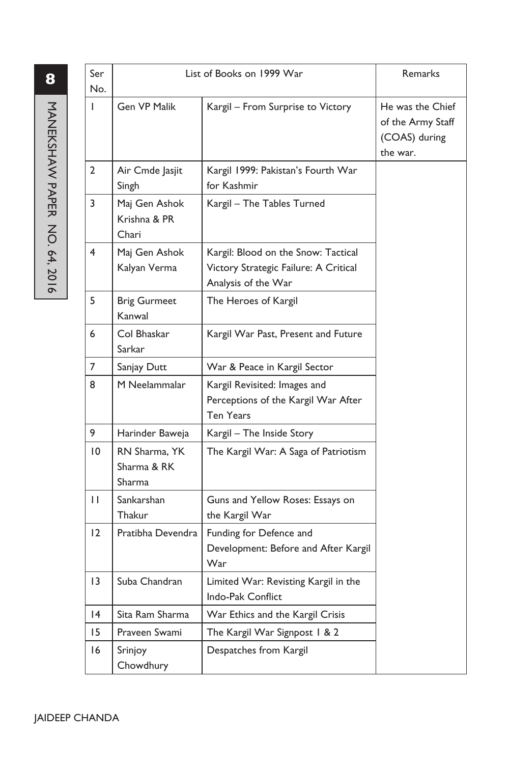| Ser No. | List of Books on 1999 War | | Remarks |
|---|---|---|---|
| 1 | Gen VP Malik | Kargil – From Surprise to Victory | He was the Chief of the Army Staff (COAS) during the war. |
| 2 | Air Cmde Jasjit Singh | Kargil 1999: Pakistan's Fourth War for Kashmir | |
| 3 | Maj Gen Ashok Krishna & PR Chari | Kargil – The Tables Turned | |
| 4 | Maj Gen Ashok Kalyan Verma | Kargil: Blood on the Snow: Tactical Victory Strategic Failure: A Critical Analysis of the War | |
| 5 | Brig Gurmeet Kanwal | The Heroes of Kargil | |
| 6 | Col Bhaskar Sarkar | Kargil War Past, Present and Future | |
| 7 | Sanjay Dutt | War & Peace in Kargil Sector | |
| 8 | M Neelammalar | Kargil Revisited: Images and Perceptions of the Kargil War After Ten Years | |
| 9 | Harinder Baweja | Kargil – The Inside Story | |
| 10 | RN Sharma, YK Sharma & RK Sharma | The Kargil War: A Saga of Patriotism | |
| 11 | Sankarshan Thakur | Guns and Yellow Roses: Essays on the Kargil War | |
| 12 | Pratibha Devendra | Funding for Defence and Development: Before and After Kargil War | |
| 13 | Suba Chandran | Limited War: Revisting Kargil in the Indo-Pak Conflict | |
| 14 | Sita Ram Sharma | War Ethics and the Kargil Crisis | |
| 15 | Praveen Swami | The Kargil War Signpost 1 & 2 | |
| 16 | Srinjoy Chowdhury | Despatches from Kargil | |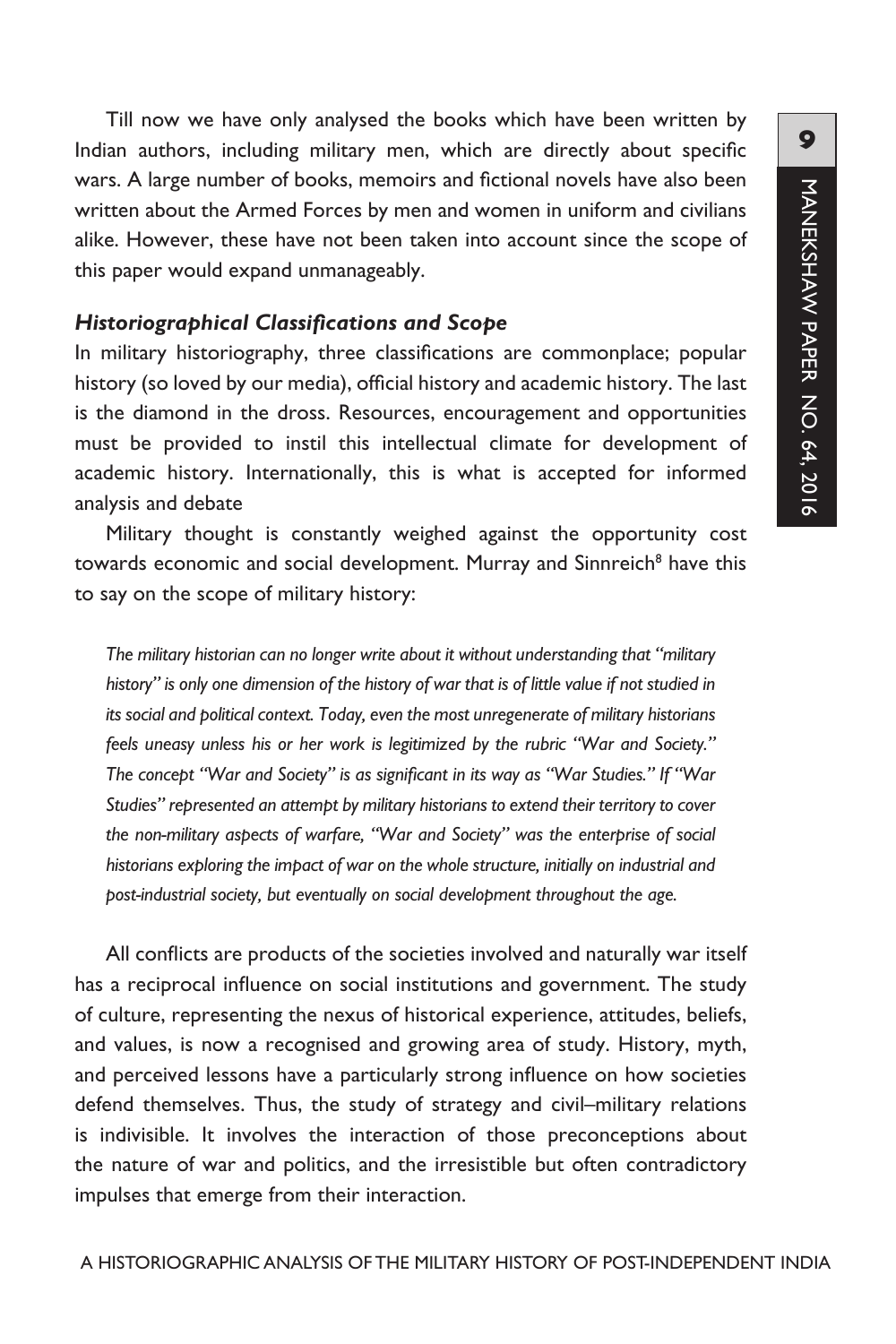Till now we have only analysed the books which have been written by Indian authors, including military men, which are directly about specific wars. A large number of books, memoirs and fictional novels have also been written about the Armed Forces by men and women in uniform and civilians alike. However, these have not been taken into account since the scope of this paper would expand unmanageably.

### *Historiographical Classifications and Scope*

In military historiography, three classifications are commonplace; popular history (so loved by our media), official history and academic history. The last is the diamond in the dross. Resources, encouragement and opportunities must be provided to instil this intellectual climate for development of academic history. Internationally, this is what is accepted for informed analysis and debate

Military thought is constantly weighed against the opportunity cost towards economic and social development. Murray and Sinnreich[8] have this to say on the scope of military history:

> *The military historian can no longer write about it without understanding that "military history" is only one dimension of the history of war that is of little value if not studied in its social and political context. Today, even the most unregenerate of military historians feels uneasy unless his or her work is legitimized by the rubric "War and Society." The concept "War and Society" is as significant in its way as "War Studies." If "War Studies" represented an attempt by military historians to extend their territory to cover the non-military aspects of warfare, "War and Society" was the enterprise of social historians exploring the impact of war on the whole structure, initially on industrial and post-industrial society, but eventually on social development throughout the age.*

All conflicts are products of the societies involved and naturally war itself has a reciprocal influence on social institutions and government. The study of culture, representing the nexus of historical experience, attitudes, beliefs, and values, is now a recognised and growing area of study. History, myth, and perceived lessons have a particularly strong influence on how societies defend themselves. Thus, the study of strategy and civil–military relations is indivisible. It involves the interaction of those preconceptions about the nature of war and politics, and the irresistible but often contradictory impulses that emerge from their interaction.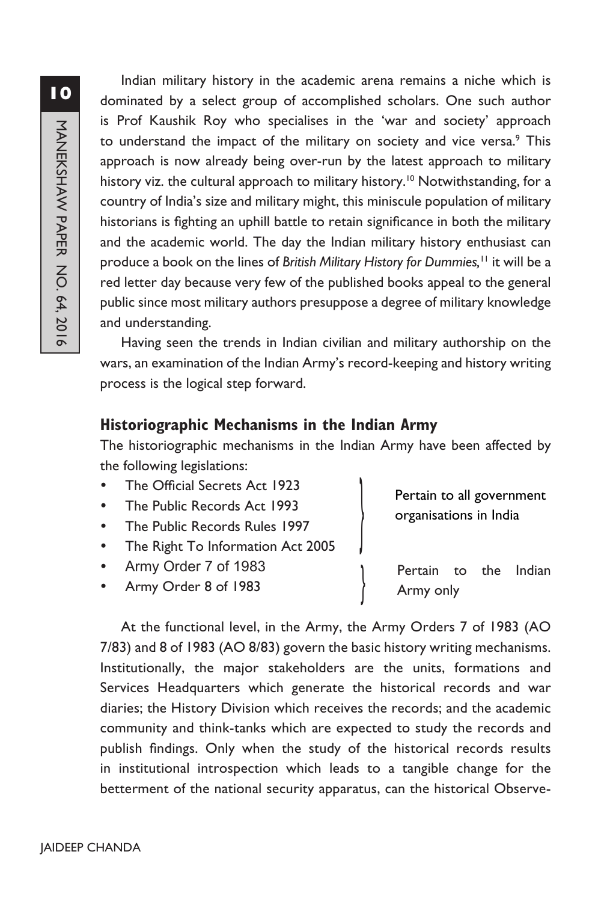Indian military history in the academic arena remains a niche which is dominated by a select group of accomplished scholars. One such author is Prof Kaushik Roy who specialises in the 'war and society' approach to understand the impact of the military on society and vice versa.[9] This approach is now already being over-run by the latest approach to military history viz. the cultural approach to military history.[10] Notwithstanding, for a country of India's size and military might, this miniscule population of military historians is fighting an uphill battle to retain significance in both the military and the academic world. The day the Indian military history enthusiast can produce a book on the lines of *British Military History for Dummies,*[11] it will be a red letter day because very few of the published books appeal to the general public since most military authors presuppose a degree of military knowledge and understanding.

Having seen the trends in Indian civilian and military authorship on the wars, an examination of the Indian Army's record-keeping and history writing process is the logical step forward.

## Historiographic Mechanisms in the Indian Army

The historiographic mechanisms in the Indian Army have been affected by the following legislations:

| Legislation | Applicability |
| --- | --- |
| The Official Secrets Act 1923<br>The Public Records Act 1993<br>The Public Records Rules 1997<br>The Right To Information Act 2005 | Pertain to all government organisations in India |
| Army Order 7 of 1983<br>Army Order 8 of 1983 | Pertain to the Indian Army only |

At the functional level, in the Army, the Army Orders 7 of 1983 (AO 7/83) and 8 of 1983 (AO 8/83) govern the basic history writing mechanisms. Institutionally, the major stakeholders are the units, formations and Services Headquarters which generate the historical records and war diaries; the History Division which receives the records; and the academic community and think-tanks which are expected to study the records and publish findings. Only when the study of the historical records results in institutional introspection which leads to a tangible change for the betterment of the national security apparatus, can the historical Observe-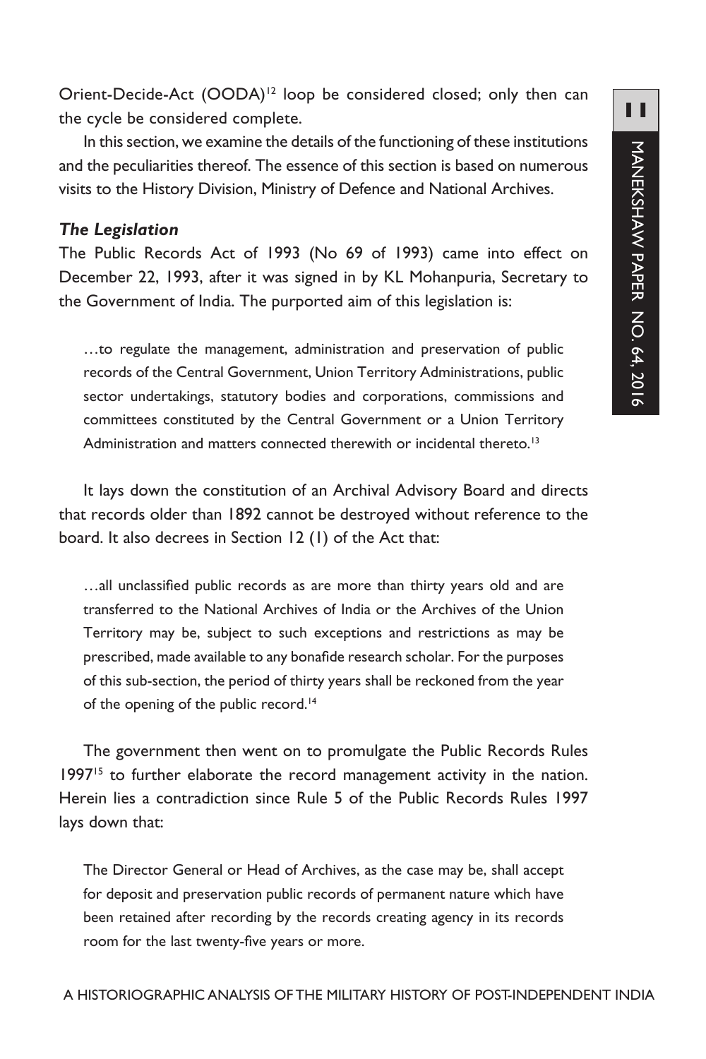Orient-Decide-Act (OODA)[12] loop be considered closed; only then can the cycle be considered complete.

In this section, we examine the details of the functioning of these institutions and the peculiarities thereof. The essence of this section is based on numerous visits to the History Division, Ministry of Defence and National Archives.

### *The Legislation*

The Public Records Act of 1993 (No 69 of 1993) came into effect on December 22, 1993, after it was signed in by KL Mohanpuria, Secretary to the Government of India. The purported aim of this legislation is:

> …to regulate the management, administration and preservation of public records of the Central Government, Union Territory Administrations, public sector undertakings, statutory bodies and corporations, commissions and committees constituted by the Central Government or a Union Territory Administration and matters connected therewith or incidental thereto.[13]

It lays down the constitution of an Archival Advisory Board and directs that records older than 1892 cannot be destroyed without reference to the board. It also decrees in Section 12 (1) of the Act that:

> …all unclassified public records as are more than thirty years old and are transferred to the National Archives of India or the Archives of the Union Territory may be, subject to such exceptions and restrictions as may be prescribed, made available to any bonafide research scholar. For the purposes of this sub-section, the period of thirty years shall be reckoned from the year of the opening of the public record.[14]

The government then went on to promulgate the Public Records Rules 1997[15] to further elaborate the record management activity in the nation. Herein lies a contradiction since Rule 5 of the Public Records Rules 1997 lays down that:

> The Director General or Head of Archives, as the case may be, shall accept for deposit and preservation public records of permanent nature which have been retained after recording by the records creating agency in its records room for the last twenty-five years or more.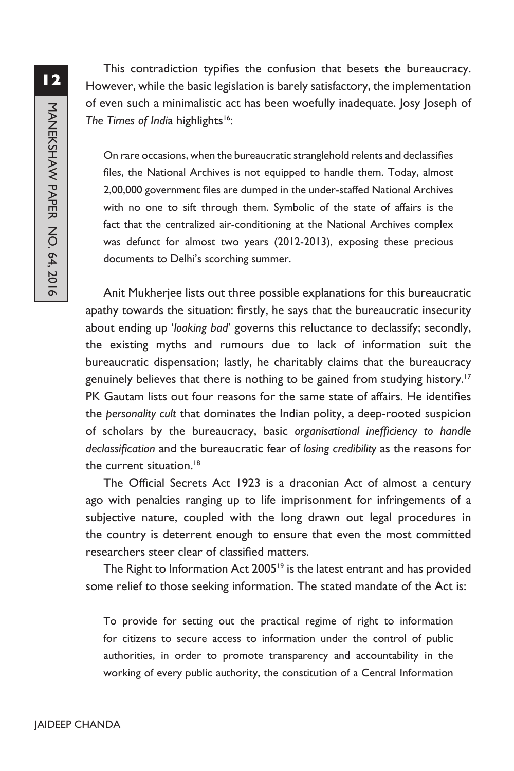This contradiction typifies the confusion that besets the bureaucracy. However, while the basic legislation is barely satisfactory, the implementation of even such a minimalistic act has been woefully inadequate. Josy Joseph of *The Times of India* highlights[16]:

> On rare occasions, when the bureaucratic stranglehold relents and declassifies files, the National Archives is not equipped to handle them. Today, almost 2,00,000 government files are dumped in the under-staffed National Archives with no one to sift through them. Symbolic of the state of affairs is the fact that the centralized air-conditioning at the National Archives complex was defunct for almost two years (2012-2013), exposing these precious documents to Delhi's scorching summer.

Anit Mukherjee lists out three possible explanations for this bureaucratic apathy towards the situation: firstly, he says that the bureaucratic insecurity about ending up '*looking bad*' governs this reluctance to declassify; secondly, the existing myths and rumours due to lack of information suit the bureaucratic dispensation; lastly, he charitably claims that the bureaucracy genuinely believes that there is nothing to be gained from studying history.[17] PK Gautam lists out four reasons for the same state of affairs. He identifies the *personality cult* that dominates the Indian polity, a deep-rooted suspicion of scholars by the bureaucracy, basic *organisational inefficiency to handle declassification* and the bureaucratic fear of *losing credibility* as the reasons for the current situation.[18]

The Official Secrets Act 1923 is a draconian Act of almost a century ago with penalties ranging up to life imprisonment for infringements of a subjective nature, coupled with the long drawn out legal procedures in the country is deterrent enough to ensure that even the most committed researchers steer clear of classified matters.

The Right to Information Act 2005[19] is the latest entrant and has provided some relief to those seeking information. The stated mandate of the Act is:

> To provide for setting out the practical regime of right to information for citizens to secure access to information under the control of public authorities, in order to promote transparency and accountability in the working of every public authority, the constitution of a Central Information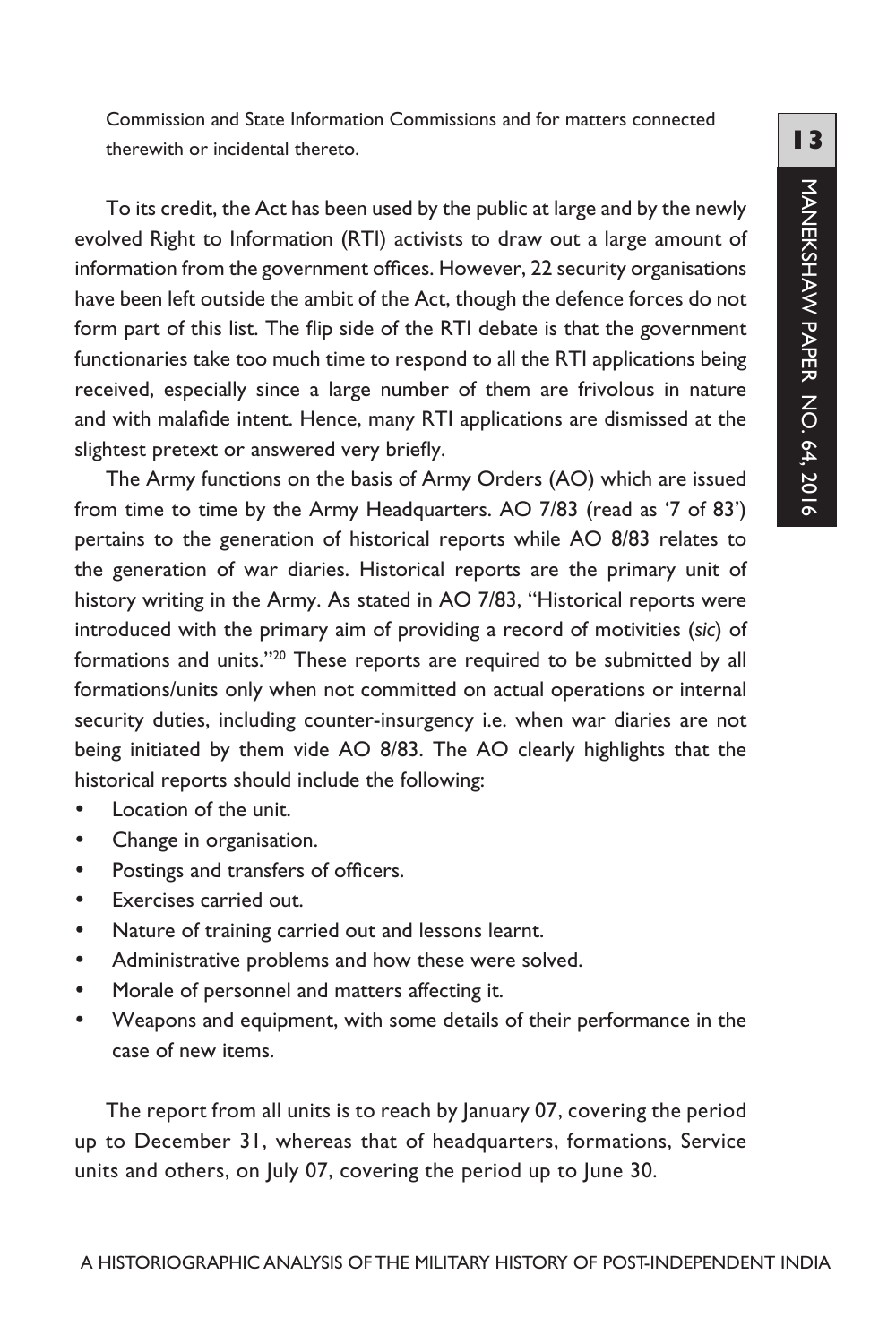Commission and State Information Commissions and for matters connected therewith or incidental thereto.

To its credit, the Act has been used by the public at large and by the newly evolved Right to Information (RTI) activists to draw out a large amount of information from the government offices. However, 22 security organisations have been left outside the ambit of the Act, though the defence forces do not form part of this list. The flip side of the RTI debate is that the government functionaries take too much time to respond to all the RTI applications being received, especially since a large number of them are frivolous in nature and with malafide intent. Hence, many RTI applications are dismissed at the slightest pretext or answered very briefly.

The Army functions on the basis of Army Orders (AO) which are issued from time to time by the Army Headquarters. AO 7/83 (read as '7 of 83') pertains to the generation of historical reports while AO 8/83 relates to the generation of war diaries. Historical reports are the primary unit of history writing in the Army. As stated in AO 7/83, "Historical reports were introduced with the primary aim of providing a record of motivities (*sic*) of formations and units."[20] These reports are required to be submitted by all formations/units only when not committed on actual operations or internal security duties, including counter-insurgency i.e. when war diaries are not being initiated by them vide AO 8/83. The AO clearly highlights that the historical reports should include the following:

- Location of the unit.
- Change in organisation.
- Postings and transfers of officers.
- Exercises carried out.
- Nature of training carried out and lessons learnt.
- Administrative problems and how these were solved.
- Morale of personnel and matters affecting it.
- Weapons and equipment, with some details of their performance in the case of new items.

The report from all units is to reach by January 07, covering the period up to December 31, whereas that of headquarters, formations, Service units and others, on July 07, covering the period up to June 30.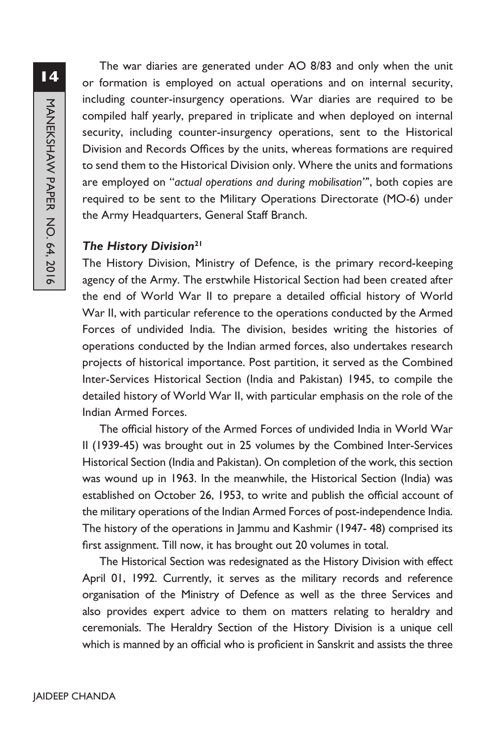The war diaries are generated under AO 8/83 and only when the unit or formation is employed on actual operations and on internal security, including counter-insurgency operations. War diaries are required to be compiled half yearly, prepared in triplicate and when deployed on internal security, including counter-insurgency operations, sent to the Historical Division and Records Offices by the units, whereas formations are required to send them to the Historical Division only. Where the units and formations are employed on "*actual operations and during mobilisation*"", both copies are required to be sent to the Military Operations Directorate (MO-6) under the Army Headquarters, General Staff Branch.

### *The History Division*[21]

The History Division, Ministry of Defence, is the primary record-keeping agency of the Army. The erstwhile Historical Section had been created after the end of World War II to prepare a detailed official history of World War II, with particular reference to the operations conducted by the Armed Forces of undivided India. The division, besides writing the histories of operations conducted by the Indian armed forces, also undertakes research projects of historical importance. Post partition, it served as the Combined Inter-Services Historical Section (India and Pakistan) 1945, to compile the detailed history of World War II, with particular emphasis on the role of the Indian Armed Forces.

The official history of the Armed Forces of undivided India in World War II (1939-45) was brought out in 25 volumes by the Combined Inter-Services Historical Section (India and Pakistan). On completion of the work, this section was wound up in 1963. In the meanwhile, the Historical Section (India) was established on October 26, 1953, to write and publish the official account of the military operations of the Indian Armed Forces of post-independence India. The history of the operations in Jammu and Kashmir (1947- 48) comprised its first assignment. Till now, it has brought out 20 volumes in total.

The Historical Section was redesignated as the History Division with effect April 01, 1992. Currently, it serves as the military records and reference organisation of the Ministry of Defence as well as the three Services and also provides expert advice to them on matters relating to heraldry and ceremonials. The Heraldry Section of the History Division is a unique cell which is manned by an official who is proficient in Sanskrit and assists the three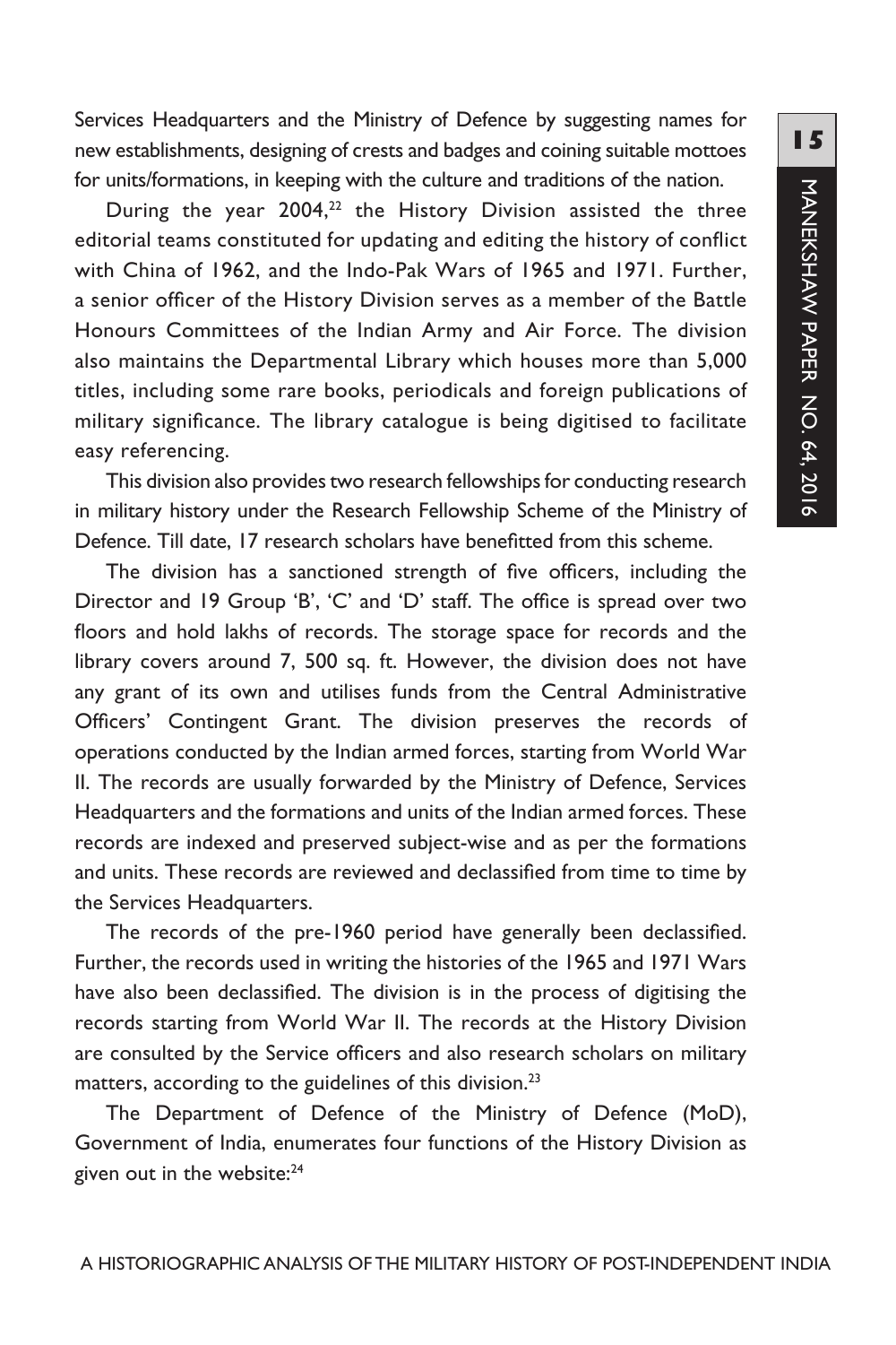Services Headquarters and the Ministry of Defence by suggesting names for new establishments, designing of crests and badges and coining suitable mottoes for units/formations, in keeping with the culture and traditions of the nation.

During the year 2004,[22] the History Division assisted the three editorial teams constituted for updating and editing the history of conflict with China of 1962, and the Indo-Pak Wars of 1965 and 1971. Further, a senior officer of the History Division serves as a member of the Battle Honours Committees of the Indian Army and Air Force. The division also maintains the Departmental Library which houses more than 5,000 titles, including some rare books, periodicals and foreign publications of military significance. The library catalogue is being digitised to facilitate easy referencing.

This division also provides two research fellowships for conducting research in military history under the Research Fellowship Scheme of the Ministry of Defence. Till date, 17 research scholars have benefitted from this scheme.

The division has a sanctioned strength of five officers, including the Director and 19 Group 'B', 'C' and 'D' staff. The office is spread over two floors and hold lakhs of records. The storage space for records and the library covers around 7, 500 sq. ft. However, the division does not have any grant of its own and utilises funds from the Central Administrative Officers' Contingent Grant. The division preserves the records of operations conducted by the Indian armed forces, starting from World War II. The records are usually forwarded by the Ministry of Defence, Services Headquarters and the formations and units of the Indian armed forces. These records are indexed and preserved subject-wise and as per the formations and units. These records are reviewed and declassified from time to time by the Services Headquarters.

The records of the pre-1960 period have generally been declassified. Further, the records used in writing the histories of the 1965 and 1971 Wars have also been declassified. The division is in the process of digitising the records starting from World War II. The records at the History Division are consulted by the Service officers and also research scholars on military matters, according to the guidelines of this division.[23]

The Department of Defence of the Ministry of Defence (MoD), Government of India, enumerates four functions of the History Division as given out in the website:[24]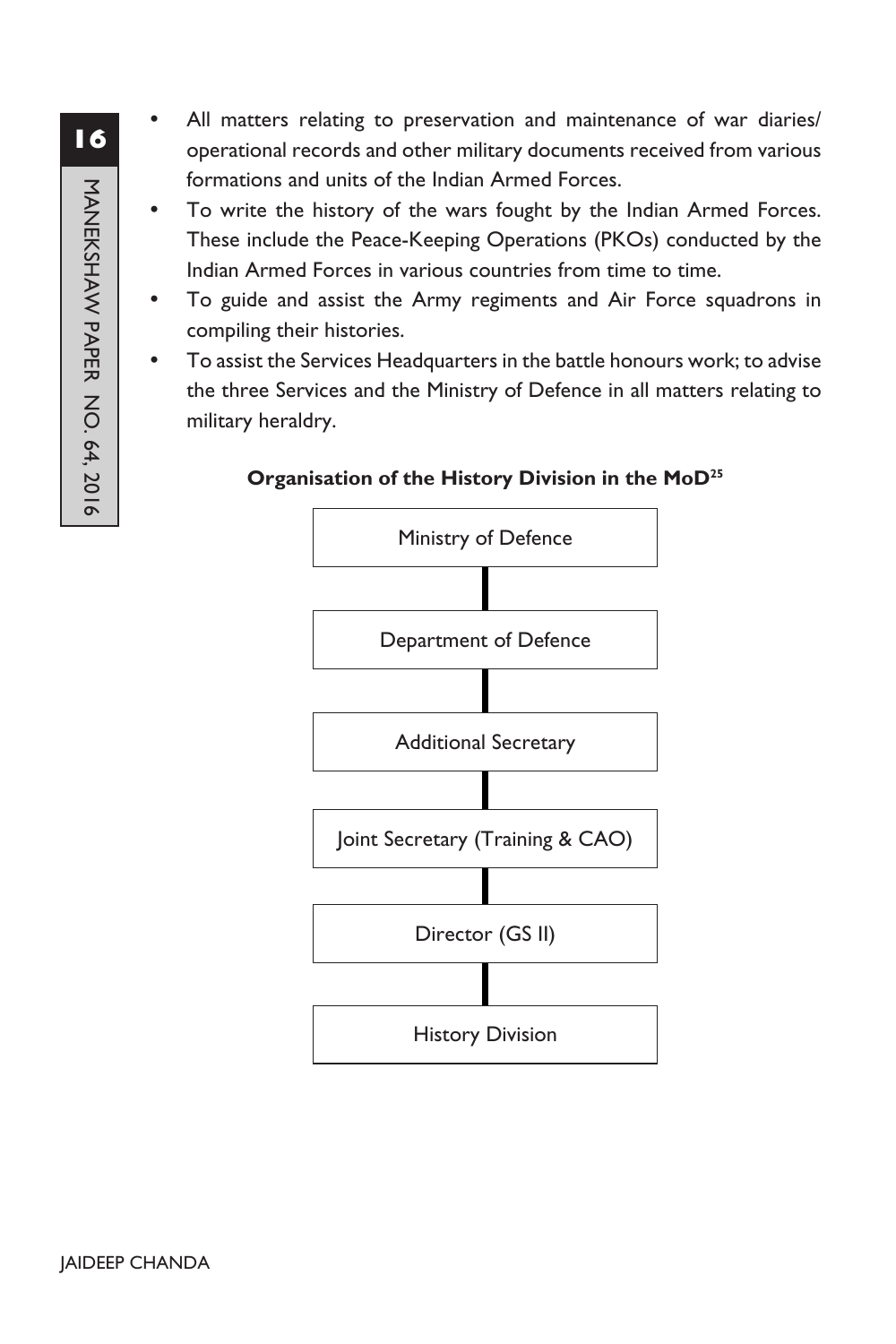- All matters relating to preservation and maintenance of war diaries/ operational records and other military documents received from various formations and units of the Indian Armed Forces.
- To write the history of the wars fought by the Indian Armed Forces. These include the Peace-Keeping Operations (PKOs) conducted by the Indian Armed Forces in various countries from time to time.
- To guide and assist the Army regiments and Air Force squadrons in compiling their histories.
- To assist the Services Headquarters in the battle honours work; to advise the three Services and the Ministry of Defence in all matters relating to military heraldry.

**Organisation of the History Division in the MoD[25]**

Ministry of Defence

↓

Department of Defence

↓

Additional Secretary

↓

Joint Secretary (Training & CAO)

↓

Director (GS II)

↓

History Division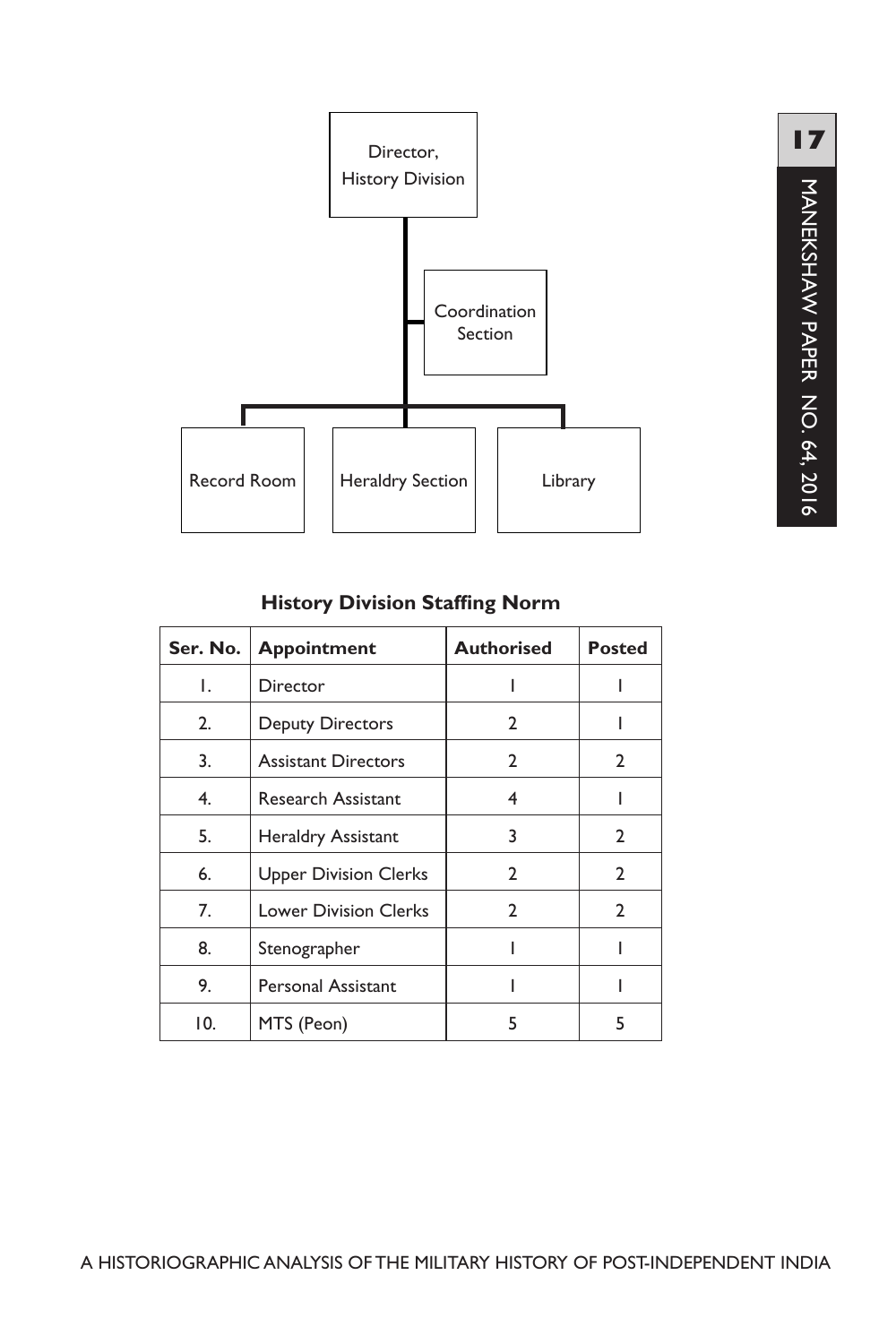Director, History Division

Coordination Section

Record Room

Heraldry Section

Library

**History Division Staffing Norm**

| Ser. No. | Appointment | Authorised | Posted |
|---|---|---|---|
| 1. | Director | 1 | 1 |
| 2. | Deputy Directors | 2 | 1 |
| 3. | Assistant Directors | 2 | 2 |
| 4. | Research Assistant | 4 | 1 |
| 5. | Heraldry Assistant | 3 | 2 |
| 6. | Upper Division Clerks | 2 | 2 |
| 7. | Lower Division Clerks | 2 | 2 |
| 8. | Stenographer | 1 | 1 |
| 9. | Personal Assistant | 1 | 1 |
| 10. | MTS (Peon) | 5 | 5 |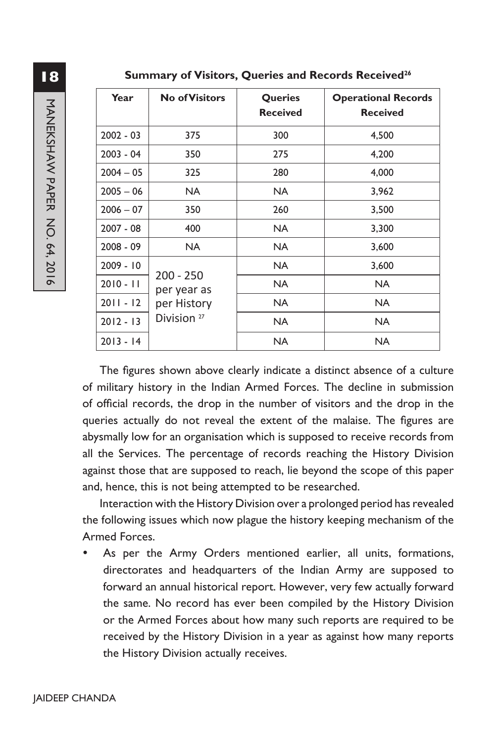**Summary of Visitors, Queries and Records Received[26]**

| Year | No of Visitors | Queries Received | Operational Records Received |
|---|---|---|---|
| 2002 - 03 | 375 | 300 | 4,500 |
| 2003 - 04 | 350 | 275 | 4,200 |
| 2004 – 05 | 325 | 280 | 4,000 |
| 2005 – 06 | NA | NA | 3,962 |
| 2006 – 07 | 350 | 260 | 3,500 |
| 2007 - 08 | 400 | NA | 3,300 |
| 2008 - 09 | NA | NA | 3,600 |
| 2009 - 10 | 200 - 250 per year as per History Division [27] | NA | 3,600 |
| 2010 - 11 | | NA | NA |
| 2011 - 12 | | NA | NA |
| 2012 - 13 | | NA | NA |
| 2013 - 14 | | NA | NA |

The figures shown above clearly indicate a distinct absence of a culture of military history in the Indian Armed Forces. The decline in submission of official records, the drop in the number of visitors and the drop in the queries actually do not reveal the extent of the malaise. The figures are abysmally low for an organisation which is supposed to receive records from all the Services. The percentage of records reaching the History Division against those that are supposed to reach, lie beyond the scope of this paper and, hence, this is not being attempted to be researched.

Interaction with the History Division over a prolonged period has revealed the following issues which now plague the history keeping mechanism of the Armed Forces.

- As per the Army Orders mentioned earlier, all units, formations, directorates and headquarters of the Indian Army are supposed to forward an annual historical report. However, very few actually forward the same. No record has ever been compiled by the History Division or the Armed Forces about how many such reports are required to be received by the History Division in a year as against how many reports the History Division actually receives.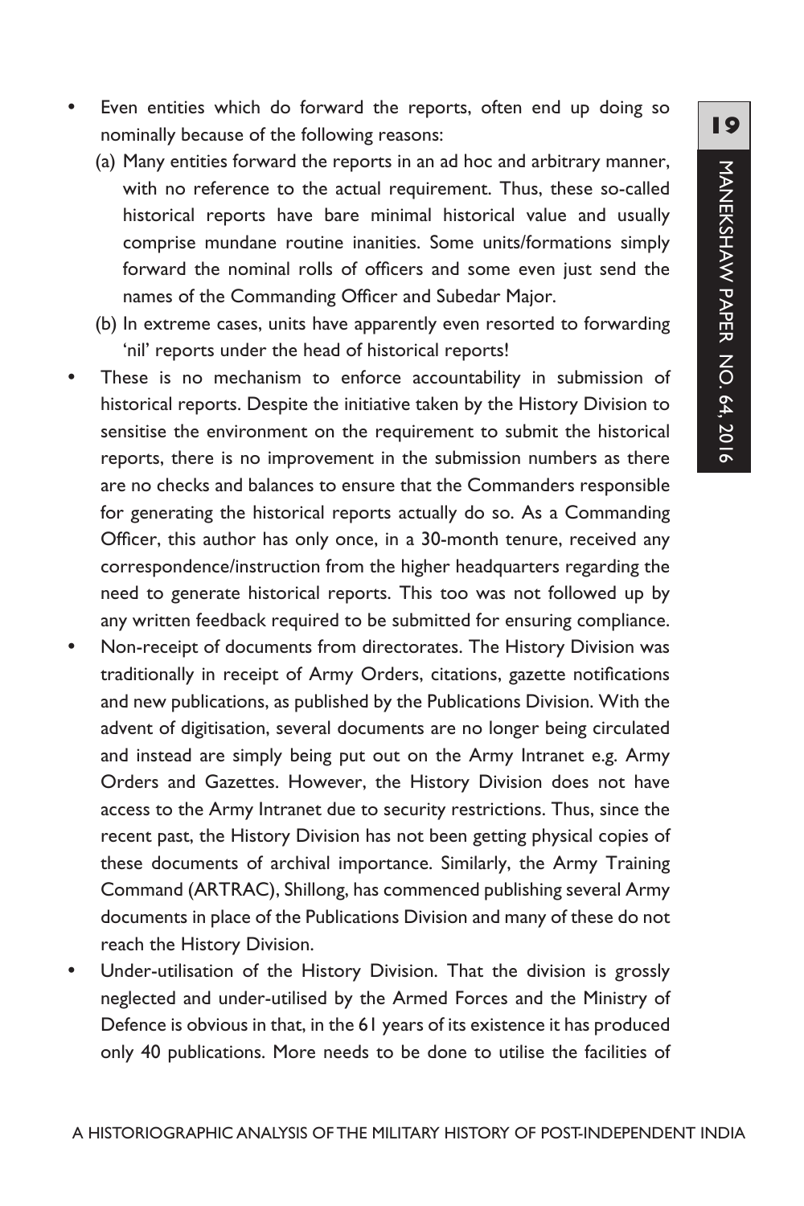- Even entities which do forward the reports, often end up doing so nominally because of the following reasons:
  - (a) Many entities forward the reports in an ad hoc and arbitrary manner, with no reference to the actual requirement. Thus, these so-called historical reports have bare minimal historical value and usually comprise mundane routine inanities. Some units/formations simply forward the nominal rolls of officers and some even just send the names of the Commanding Officer and Subedar Major.
  - (b) In extreme cases, units have apparently even resorted to forwarding 'nil' reports under the head of historical reports!
- These is no mechanism to enforce accountability in submission of historical reports. Despite the initiative taken by the History Division to sensitise the environment on the requirement to submit the historical reports, there is no improvement in the submission numbers as there are no checks and balances to ensure that the Commanders responsible for generating the historical reports actually do so. As a Commanding Officer, this author has only once, in a 30-month tenure, received any correspondence/instruction from the higher headquarters regarding the need to generate historical reports. This too was not followed up by any written feedback required to be submitted for ensuring compliance.
- Non-receipt of documents from directorates. The History Division was traditionally in receipt of Army Orders, citations, gazette notifications and new publications, as published by the Publications Division. With the advent of digitisation, several documents are no longer being circulated and instead are simply being put out on the Army Intranet e.g. Army Orders and Gazettes. However, the History Division does not have access to the Army Intranet due to security restrictions. Thus, since the recent past, the History Division has not been getting physical copies of these documents of archival importance. Similarly, the Army Training Command (ARTRAC), Shillong, has commenced publishing several Army documents in place of the Publications Division and many of these do not reach the History Division.
- Under-utilisation of the History Division. That the division is grossly neglected and under-utilised by the Armed Forces and the Ministry of Defence is obvious in that, in the 61 years of its existence it has produced only 40 publications. More needs to be done to utilise the facilities of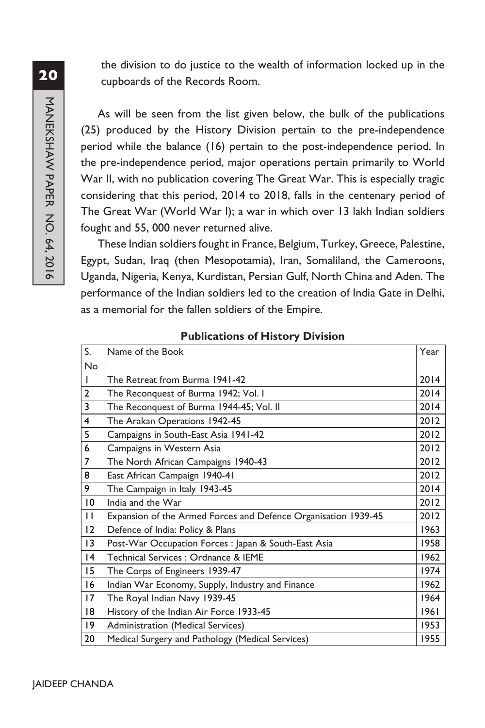the division to do justice to the wealth of information locked up in the cupboards of the Records Room.

As will be seen from the list given below, the bulk of the publications (25) produced by the History Division pertain to the pre-independence period while the balance (16) pertain to the post-independence period. In the pre-independence period, major operations pertain primarily to World War II, with no publication covering The Great War. This is especially tragic considering that this period, 2014 to 2018, falls in the centenary period of The Great War (World War I); a war in which over 13 lakh Indian soldiers fought and 55, 000 never returned alive.

These Indian soldiers fought in France, Belgium, Turkey, Greece, Palestine, Egypt, Sudan, Iraq (then Mesopotamia), Iran, Somaliland, the Cameroons, Uganda, Nigeria, Kenya, Kurdistan, Persian Gulf, North China and Aden. The performance of the Indian soldiers led to the creation of India Gate in Delhi, as a memorial for the fallen soldiers of the Empire.

**Publications of History Division**

| S. No | Name of the Book | Year |
|---|---|---|
| 1 | The Retreat from Burma 1941-42 | 2014 |
| 2 | The Reconquest of Burma 1942; Vol. I | 2014 |
| 3 | The Reconquest of Burma 1944-45; Vol. II | 2014 |
| 4 | The Arakan Operations 1942-45 | 2012 |
| 5 | Campaigns in South-East Asia 1941-42 | 2012 |
| 6 | Campaigns in Western Asia | 2012 |
| 7 | The North African Campaigns 1940-43 | 2012 |
| 8 | East African Campaign 1940-41 | 2012 |
| 9 | The Campaign in Italy 1943-45 | 2014 |
| 10 | India and the War | 2012 |
| 11 | Expansion of the Armed Forces and Defence Organisation 1939-45 | 2012 |
| 12 | Defence of India: Policy & Plans | 1963 |
| 13 | Post-War Occupation Forces : Japan & South-East Asia | 1958 |
| 14 | Technical Services : Ordnance & IEME | 1962 |
| 15 | The Corps of Engineers 1939-47 | 1974 |
| 16 | Indian War Economy, Supply, Industry and Finance | 1962 |
| 17 | The Royal Indian Navy 1939-45 | 1964 |
| 18 | History of the Indian Air Force 1933-45 | 1961 |
| 19 | Administration (Medical Services) | 1953 |
| 20 | Medical Surgery and Pathology (Medical Services) | 1955 |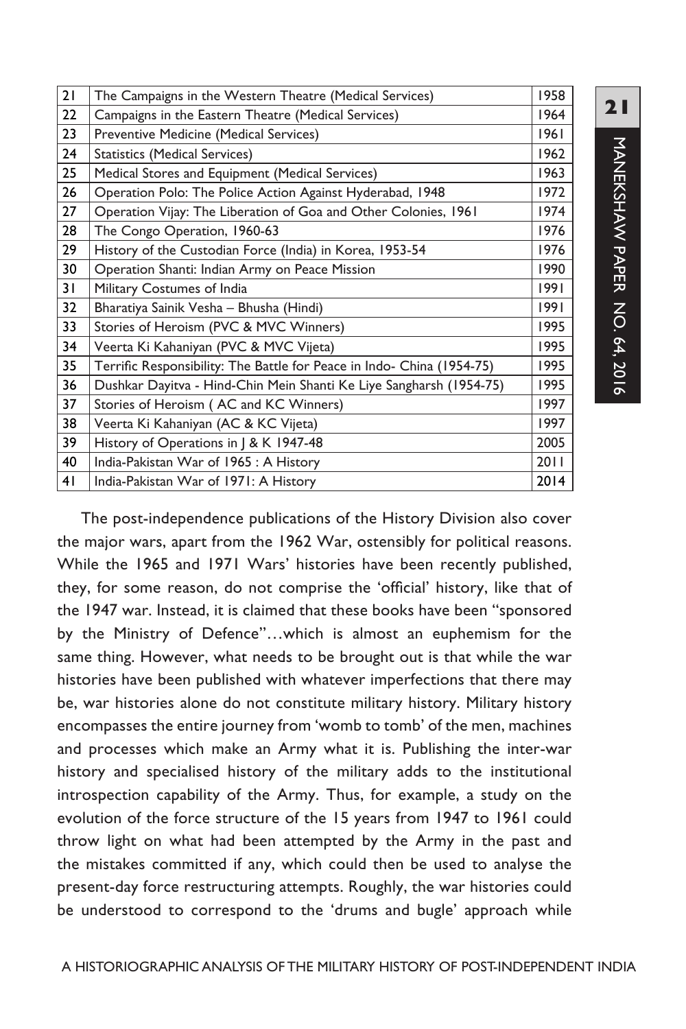| 21 | The Campaigns in the Western Theatre (Medical Services) | 1958 |
|---|---|---|
| 22 | Campaigns in the Eastern Theatre (Medical Services) | 1964 |
| 23 | Preventive Medicine (Medical Services) | 1961 |
| 24 | Statistics (Medical Services) | 1962 |
| 25 | Medical Stores and Equipment (Medical Services) | 1963 |
| 26 | Operation Polo: The Police Action Against Hyderabad, 1948 | 1972 |
| 27 | Operation Vijay: The Liberation of Goa and Other Colonies, 1961 | 1974 |
| 28 | The Congo Operation, 1960-63 | 1976 |
| 29 | History of the Custodian Force (India) in Korea, 1953-54 | 1976 |
| 30 | Operation Shanti: Indian Army on Peace Mission | 1990 |
| 31 | Military Costumes of India | 1991 |
| 32 | Bharatiya Sainik Vesha – Bhusha (Hindi) | 1991 |
| 33 | Stories of Heroism (PVC & MVC Winners) | 1995 |
| 34 | Veerta Ki Kahaniyan (PVC & MVC Vijeta) | 1995 |
| 35 | Terrific Responsibility: The Battle for Peace in Indo- China (1954-75) | 1995 |
| 36 | Dushkar Dayitva - Hind-Chin Mein Shanti Ke Liye Sangharsh (1954-75) | 1995 |
| 37 | Stories of Heroism ( AC and KC Winners) | 1997 |
| 38 | Veerta Ki Kahaniyan (AC & KC Vijeta) | 1997 |
| 39 | History of Operations in J & K 1947-48 | 2005 |
| 40 | India-Pakistan War of 1965 : A History | 2011 |
| 41 | India-Pakistan War of 1971: A History | 2014 |

The post-independence publications of the History Division also cover the major wars, apart from the 1962 War, ostensibly for political reasons. While the 1965 and 1971 Wars' histories have been recently published, they, for some reason, do not comprise the 'official' history, like that of the 1947 war. Instead, it is claimed that these books have been "sponsored by the Ministry of Defence"…which is almost an euphemism for the same thing. However, what needs to be brought out is that while the war histories have been published with whatever imperfections that there may be, war histories alone do not constitute military history. Military history encompasses the entire journey from 'womb to tomb' of the men, machines and processes which make an Army what it is. Publishing the inter-war history and specialised history of the military adds to the institutional introspection capability of the Army. Thus, for example, a study on the evolution of the force structure of the 15 years from 1947 to 1961 could throw light on what had been attempted by the Army in the past and the mistakes committed if any, which could then be used to analyse the present-day force restructuring attempts. Roughly, the war histories could be understood to correspond to the 'drums and bugle' approach while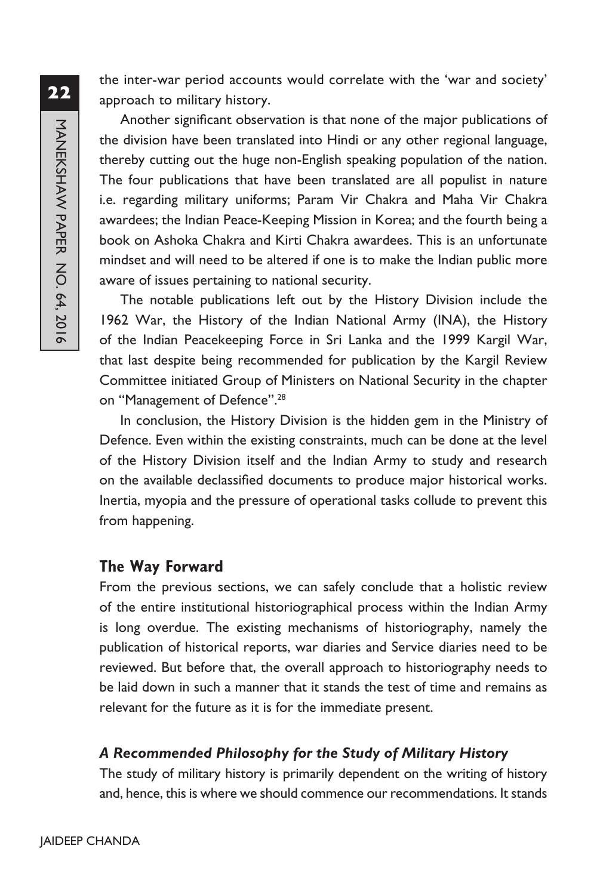the inter-war period accounts would correlate with the 'war and society' approach to military history.

Another significant observation is that none of the major publications of the division have been translated into Hindi or any other regional language, thereby cutting out the huge non-English speaking population of the nation. The four publications that have been translated are all populist in nature i.e. regarding military uniforms; Param Vir Chakra and Maha Vir Chakra awardees; the Indian Peace-Keeping Mission in Korea; and the fourth being a book on Ashoka Chakra and Kirti Chakra awardees. This is an unfortunate mindset and will need to be altered if one is to make the Indian public more aware of issues pertaining to national security.

The notable publications left out by the History Division include the 1962 War, the History of the Indian National Army (INA), the History of the Indian Peacekeeping Force in Sri Lanka and the 1999 Kargil War, that last despite being recommended for publication by the Kargil Review Committee initiated Group of Ministers on National Security in the chapter on "Management of Defence".[28]

In conclusion, the History Division is the hidden gem in the Ministry of Defence. Even within the existing constraints, much can be done at the level of the History Division itself and the Indian Army to study and research on the available declassified documents to produce major historical works. Inertia, myopia and the pressure of operational tasks collude to prevent this from happening.

## The Way Forward

From the previous sections, we can safely conclude that a holistic review of the entire institutional historiographical process within the Indian Army is long overdue. The existing mechanisms of historiography, namely the publication of historical reports, war diaries and Service diaries need to be reviewed. But before that, the overall approach to historiography needs to be laid down in such a manner that it stands the test of time and remains as relevant for the future as it is for the immediate present.

### *A Recommended Philosophy for the Study of Military History*

The study of military history is primarily dependent on the writing of history and, hence, this is where we should commence our recommendations. It stands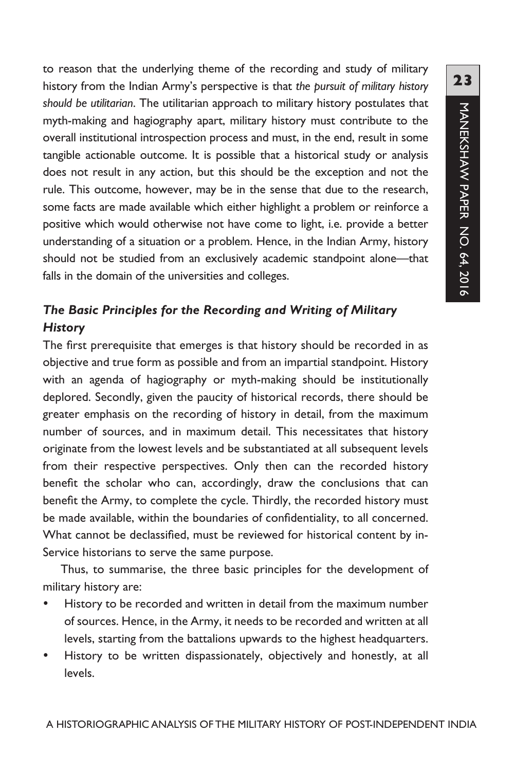to reason that the underlying theme of the recording and study of military history from the Indian Army's perspective is that *the pursuit of military history should be utilitarian*. The utilitarian approach to military history postulates that myth-making and hagiography apart, military history must contribute to the overall institutional introspection process and must, in the end, result in some tangible actionable outcome. It is possible that a historical study or analysis does not result in any action, but this should be the exception and not the rule. This outcome, however, may be in the sense that due to the research, some facts are made available which either highlight a problem or reinforce a positive which would otherwise not have come to light, i.e. provide a better understanding of a situation or a problem. Hence, in the Indian Army, history should not be studied from an exclusively academic standpoint alone—that falls in the domain of the universities and colleges.

### *The Basic Principles for the Recording and Writing of Military History*

The first prerequisite that emerges is that history should be recorded in as objective and true form as possible and from an impartial standpoint. History with an agenda of hagiography or myth-making should be institutionally deplored. Secondly, given the paucity of historical records, there should be greater emphasis on the recording of history in detail, from the maximum number of sources, and in maximum detail. This necessitates that history originate from the lowest levels and be substantiated at all subsequent levels from their respective perspectives. Only then can the recorded history benefit the scholar who can, accordingly, draw the conclusions that can benefit the Army, to complete the cycle. Thirdly, the recorded history must be made available, within the boundaries of confidentiality, to all concerned. What cannot be declassified, must be reviewed for historical content by in-Service historians to serve the same purpose.

Thus, to summarise, the three basic principles for the development of military history are:

- History to be recorded and written in detail from the maximum number of sources. Hence, in the Army, it needs to be recorded and written at all levels, starting from the battalions upwards to the highest headquarters.
- History to be written dispassionately, objectively and honestly, at all levels.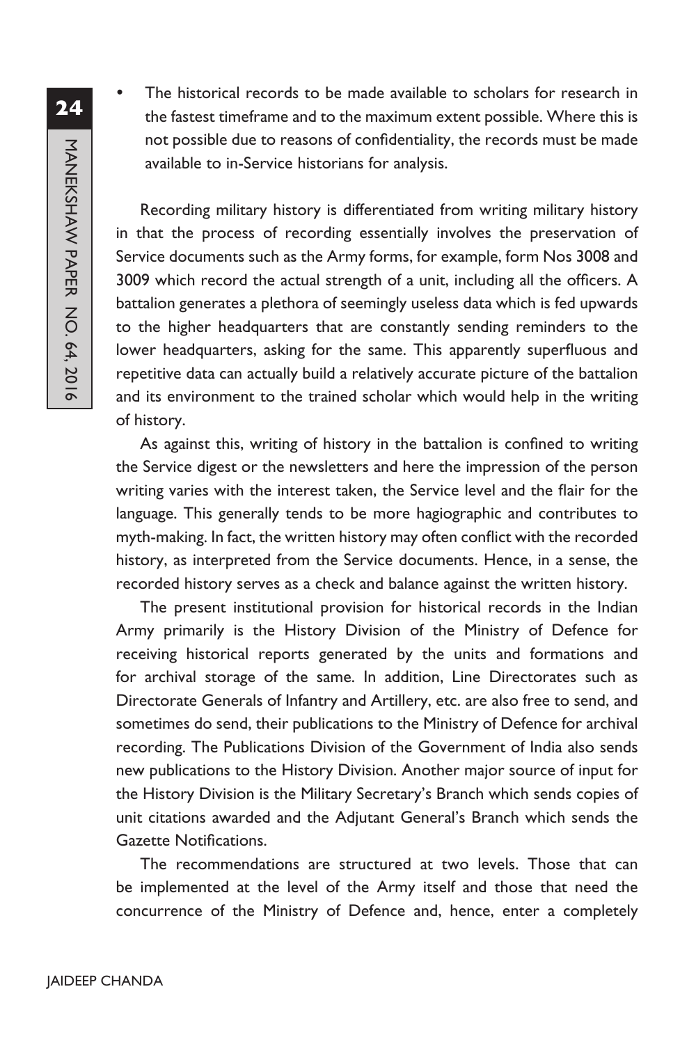- The historical records to be made available to scholars for research in the fastest timeframe and to the maximum extent possible. Where this is not possible due to reasons of confidentiality, the records must be made available to in-Service historians for analysis.

Recording military history is differentiated from writing military history in that the process of recording essentially involves the preservation of Service documents such as the Army forms, for example, form Nos 3008 and 3009 which record the actual strength of a unit, including all the officers. A battalion generates a plethora of seemingly useless data which is fed upwards to the higher headquarters that are constantly sending reminders to the lower headquarters, asking for the same. This apparently superfluous and repetitive data can actually build a relatively accurate picture of the battalion and its environment to the trained scholar which would help in the writing of history.

As against this, writing of history in the battalion is confined to writing the Service digest or the newsletters and here the impression of the person writing varies with the interest taken, the Service level and the flair for the language. This generally tends to be more hagiographic and contributes to myth-making. In fact, the written history may often conflict with the recorded history, as interpreted from the Service documents. Hence, in a sense, the recorded history serves as a check and balance against the written history.

The present institutional provision for historical records in the Indian Army primarily is the History Division of the Ministry of Defence for receiving historical reports generated by the units and formations and for archival storage of the same. In addition, Line Directorates such as Directorate Generals of Infantry and Artillery, etc. are also free to send, and sometimes do send, their publications to the Ministry of Defence for archival recording. The Publications Division of the Government of India also sends new publications to the History Division. Another major source of input for the History Division is the Military Secretary's Branch which sends copies of unit citations awarded and the Adjutant General's Branch which sends the Gazette Notifications.

The recommendations are structured at two levels. Those that can be implemented at the level of the Army itself and those that need the concurrence of the Ministry of Defence and, hence, enter a completely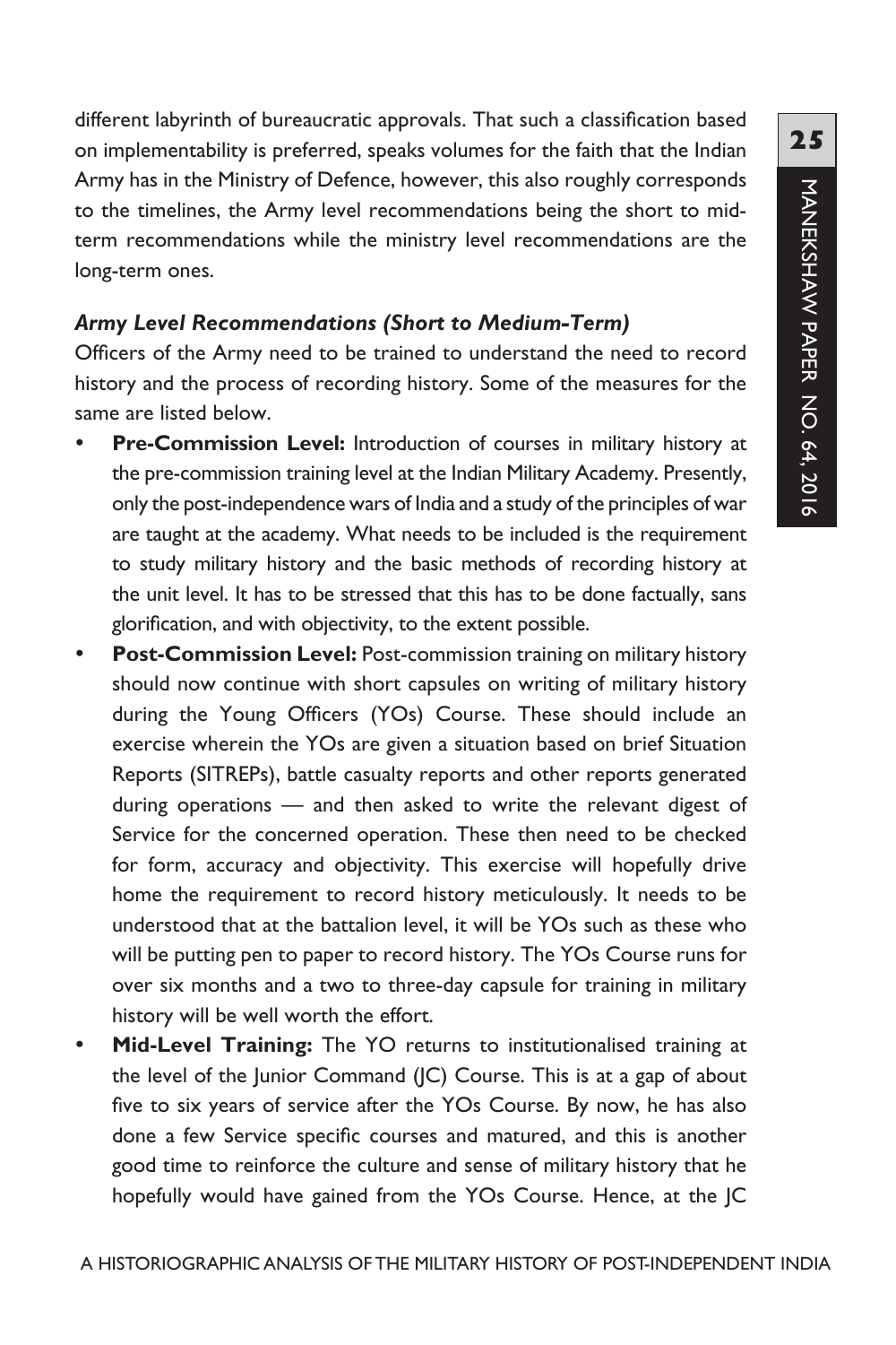different labyrinth of bureaucratic approvals. That such a classification based on implementability is preferred, speaks volumes for the faith that the Indian Army has in the Ministry of Defence, however, this also roughly corresponds to the timelines, the Army level recommendations being the short to mid-term recommendations while the ministry level recommendations are the long-term ones.

### *Army Level Recommendations (Short to Medium-Term)*

Officers of the Army need to be trained to understand the need to record history and the process of recording history. Some of the measures for the same are listed below.

- **Pre-Commission Level:** Introduction of courses in military history at the pre-commission training level at the Indian Military Academy. Presently, only the post-independence wars of India and a study of the principles of war are taught at the academy. What needs to be included is the requirement to study military history and the basic methods of recording history at the unit level. It has to be stressed that this has to be done factually, sans glorification, and with objectivity, to the extent possible.
- **Post-Commission Level:** Post-commission training on military history should now continue with short capsules on writing of military history during the Young Officers (YOs) Course. These should include an exercise wherein the YOs are given a situation based on brief Situation Reports (SITREPs), battle casualty reports and other reports generated during operations — and then asked to write the relevant digest of Service for the concerned operation. These then need to be checked for form, accuracy and objectivity. This exercise will hopefully drive home the requirement to record history meticulously. It needs to be understood that at the battalion level, it will be YOs such as these who will be putting pen to paper to record history. The YOs Course runs for over six months and a two to three-day capsule for training in military history will be well worth the effort.
- **Mid-Level Training:** The YO returns to institutionalised training at the level of the Junior Command (JC) Course. This is at a gap of about five to six years of service after the YOs Course. By now, he has also done a few Service specific courses and matured, and this is another good time to reinforce the culture and sense of military history that he hopefully would have gained from the YOs Course. Hence, at the JC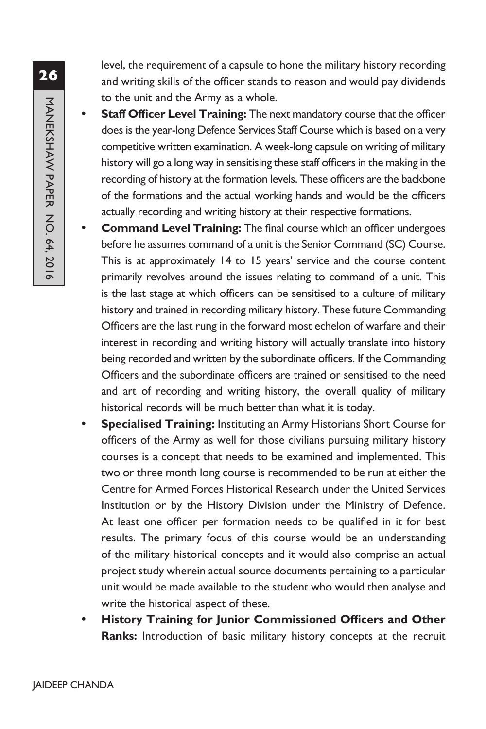level, the requirement of a capsule to hone the military history recording and writing skills of the officer stands to reason and would pay dividends to the unit and the Army as a whole.

- **Staff Officer Level Training:** The next mandatory course that the officer does is the year-long Defence Services Staff Course which is based on a very competitive written examination. A week-long capsule on writing of military history will go a long way in sensitising these staff officers in the making in the recording of history at the formation levels. These officers are the backbone of the formations and the actual working hands and would be the officers actually recording and writing history at their respective formations.
- **Command Level Training:** The final course which an officer undergoes before he assumes command of a unit is the Senior Command (SC) Course. This is at approximately 14 to 15 years' service and the course content primarily revolves around the issues relating to command of a unit. This is the last stage at which officers can be sensitised to a culture of military history and trained in recording military history. These future Commanding Officers are the last rung in the forward most echelon of warfare and their interest in recording and writing history will actually translate into history being recorded and written by the subordinate officers. If the Commanding Officers and the subordinate officers are trained or sensitised to the need and art of recording and writing history, the overall quality of military historical records will be much better than what it is today.
- **Specialised Training:** Instituting an Army Historians Short Course for officers of the Army as well for those civilians pursuing military history courses is a concept that needs to be examined and implemented. This two or three month long course is recommended to be run at either the Centre for Armed Forces Historical Research under the United Services Institution or by the History Division under the Ministry of Defence. At least one officer per formation needs to be qualified in it for best results. The primary focus of this course would be an understanding of the military historical concepts and it would also comprise an actual project study wherein actual source documents pertaining to a particular unit would be made available to the student who would then analyse and write the historical aspect of these.
- **History Training for Junior Commissioned Officers and Other Ranks:** Introduction of basic military history concepts at the recruit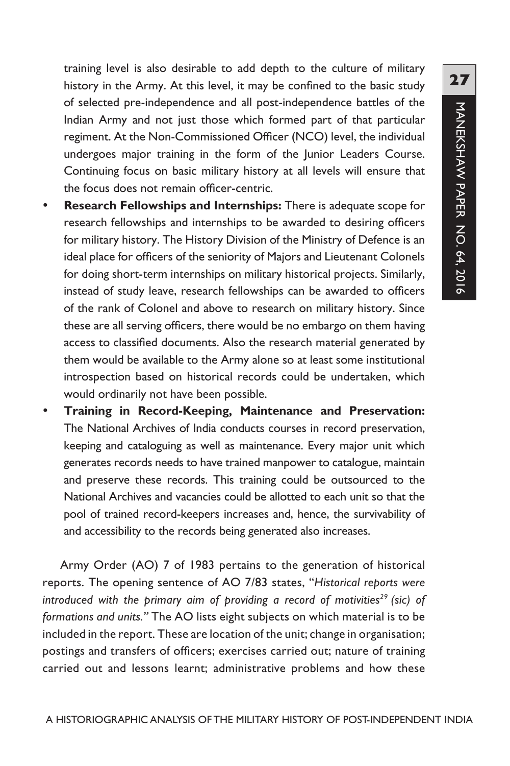training level is also desirable to add depth to the culture of military history in the Army. At this level, it may be confined to the basic study of selected pre-independence and all post-independence battles of the Indian Army and not just those which formed part of that particular regiment. At the Non-Commissioned Officer (NCO) level, the individual undergoes major training in the form of the Junior Leaders Course. Continuing focus on basic military history at all levels will ensure that the focus does not remain officer-centric.

- **Research Fellowships and Internships:** There is adequate scope for research fellowships and internships to be awarded to desiring officers for military history. The History Division of the Ministry of Defence is an ideal place for officers of the seniority of Majors and Lieutenant Colonels for doing short-term internships on military historical projects. Similarly, instead of study leave, research fellowships can be awarded to officers of the rank of Colonel and above to research on military history. Since these are all serving officers, there would be no embargo on them having access to classified documents. Also the research material generated by them would be available to the Army alone so at least some institutional introspection based on historical records could be undertaken, which would ordinarily not have been possible.
- **Training in Record-Keeping, Maintenance and Preservation:** The National Archives of India conducts courses in record preservation, keeping and cataloguing as well as maintenance. Every major unit which generates records needs to have trained manpower to catalogue, maintain and preserve these records. This training could be outsourced to the National Archives and vacancies could be allotted to each unit so that the pool of trained record-keepers increases and, hence, the survivability of and accessibility to the records being generated also increases.

Army Order (AO) 7 of 1983 pertains to the generation of historical reports. The opening sentence of AO 7/83 states, "*Historical reports were introduced with the primary aim of providing a record of motivities*[29] *(sic) of formations and units.*" The AO lists eight subjects on which material is to be included in the report. These are location of the unit; change in organisation; postings and transfers of officers; exercises carried out; nature of training carried out and lessons learnt; administrative problems and how these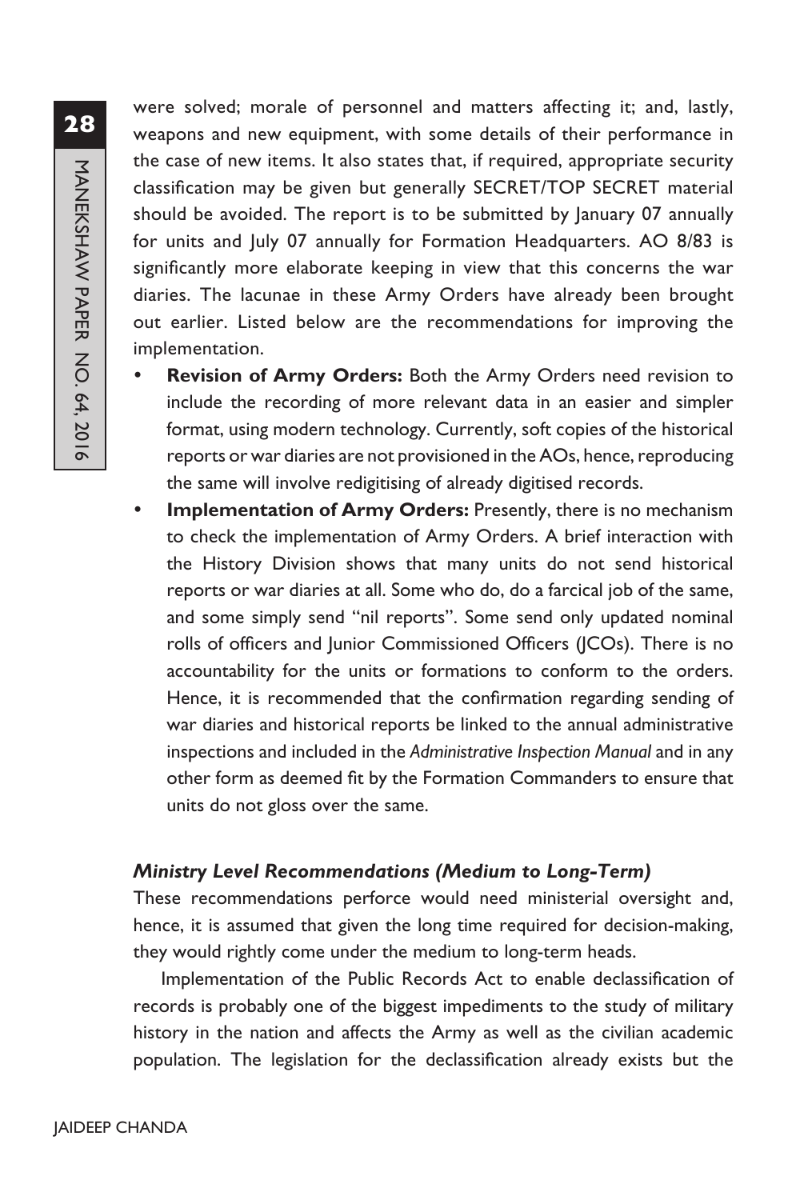were solved; morale of personnel and matters affecting it; and, lastly, weapons and new equipment, with some details of their performance in the case of new items. It also states that, if required, appropriate security classification may be given but generally SECRET/TOP SECRET material should be avoided. The report is to be submitted by January 07 annually for units and July 07 annually for Formation Headquarters. AO 8/83 is significantly more elaborate keeping in view that this concerns the war diaries. The lacunae in these Army Orders have already been brought out earlier. Listed below are the recommendations for improving the implementation.

- **Revision of Army Orders:** Both the Army Orders need revision to include the recording of more relevant data in an easier and simpler format, using modern technology. Currently, soft copies of the historical reports or war diaries are not provisioned in the AOs, hence, reproducing the same will involve redigitising of already digitised records.
- **Implementation of Army Orders:** Presently, there is no mechanism to check the implementation of Army Orders. A brief interaction with the History Division shows that many units do not send historical reports or war diaries at all. Some who do, do a farcical job of the same, and some simply send "nil reports". Some send only updated nominal rolls of officers and Junior Commissioned Officers (JCOs). There is no accountability for the units or formations to conform to the orders. Hence, it is recommended that the confirmation regarding sending of war diaries and historical reports be linked to the annual administrative inspections and included in the *Administrative Inspection Manual* and in any other form as deemed fit by the Formation Commanders to ensure that units do not gloss over the same.

### *Ministry Level Recommendations (Medium to Long-Term)*

These recommendations perforce would need ministerial oversight and, hence, it is assumed that given the long time required for decision-making, they would rightly come under the medium to long-term heads.

Implementation of the Public Records Act to enable declassification of records is probably one of the biggest impediments to the study of military history in the nation and affects the Army as well as the civilian academic population. The legislation for the declassification already exists but the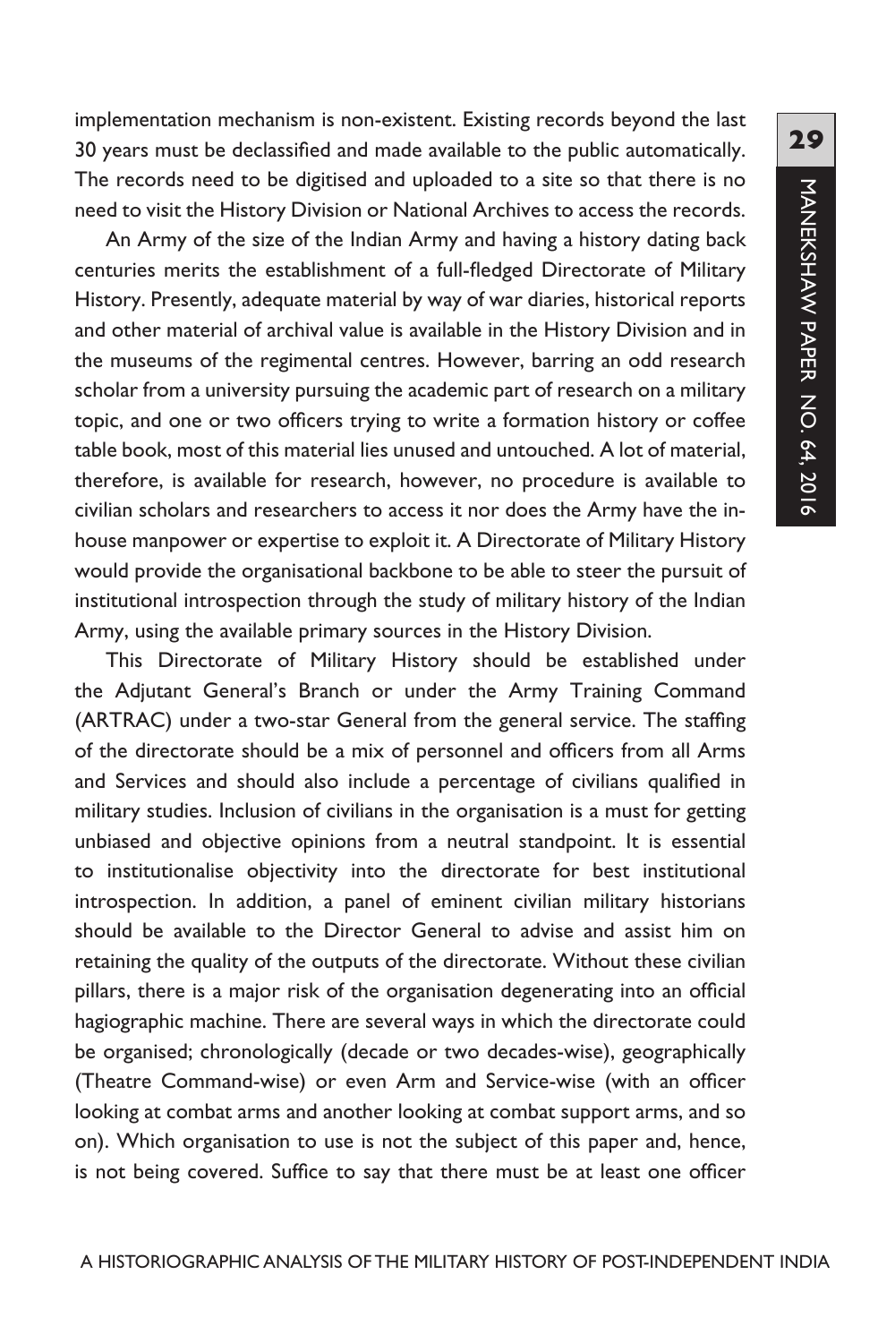implementation mechanism is non-existent. Existing records beyond the last 30 years must be declassified and made available to the public automatically. The records need to be digitised and uploaded to a site so that there is no need to visit the History Division or National Archives to access the records.

An Army of the size of the Indian Army and having a history dating back centuries merits the establishment of a full-fledged Directorate of Military History. Presently, adequate material by way of war diaries, historical reports and other material of archival value is available in the History Division and in the museums of the regimental centres. However, barring an odd research scholar from a university pursuing the academic part of research on a military topic, and one or two officers trying to write a formation history or coffee table book, most of this material lies unused and untouched. A lot of material, therefore, is available for research, however, no procedure is available to civilian scholars and researchers to access it nor does the Army have the in-house manpower or expertise to exploit it. A Directorate of Military History would provide the organisational backbone to be able to steer the pursuit of institutional introspection through the study of military history of the Indian Army, using the available primary sources in the History Division.

This Directorate of Military History should be established under the Adjutant General's Branch or under the Army Training Command (ARTRAC) under a two-star General from the general service. The staffing of the directorate should be a mix of personnel and officers from all Arms and Services and should also include a percentage of civilians qualified in military studies. Inclusion of civilians in the organisation is a must for getting unbiased and objective opinions from a neutral standpoint. It is essential to institutionalise objectivity into the directorate for best institutional introspection. In addition, a panel of eminent civilian military historians should be available to the Director General to advise and assist him on retaining the quality of the outputs of the directorate. Without these civilian pillars, there is a major risk of the organisation degenerating into an official hagiographic machine. There are several ways in which the directorate could be organised; chronologically (decade or two decades-wise), geographically (Theatre Command-wise) or even Arm and Service-wise (with an officer looking at combat arms and another looking at combat support arms, and so on). Which organisation to use is not the subject of this paper and, hence, is not being covered. Suffice to say that there must be at least one officer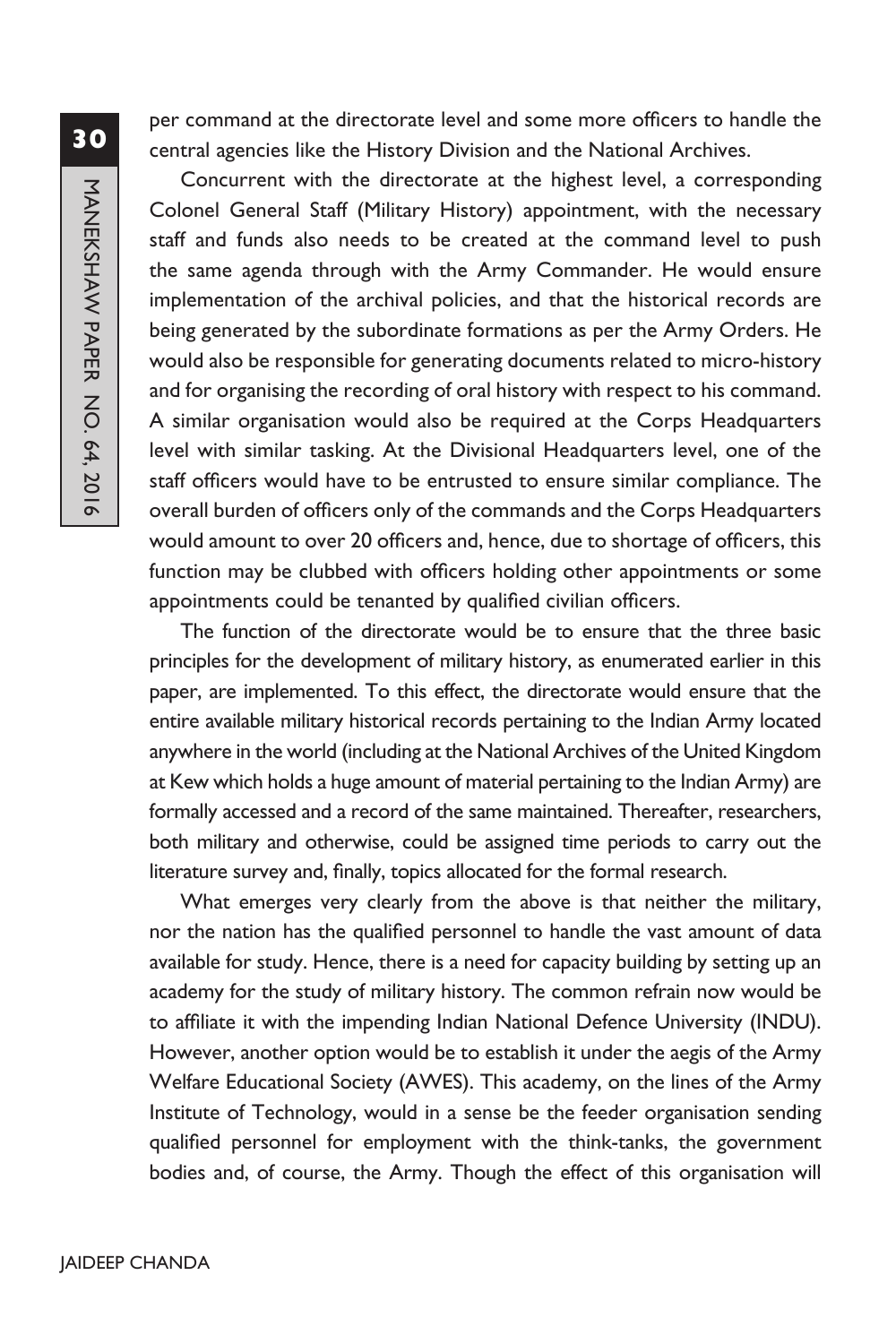per command at the directorate level and some more officers to handle the central agencies like the History Division and the National Archives.

Concurrent with the directorate at the highest level, a corresponding Colonel General Staff (Military History) appointment, with the necessary staff and funds also needs to be created at the command level to push the same agenda through with the Army Commander. He would ensure implementation of the archival policies, and that the historical records are being generated by the subordinate formations as per the Army Orders. He would also be responsible for generating documents related to micro-history and for organising the recording of oral history with respect to his command. A similar organisation would also be required at the Corps Headquarters level with similar tasking. At the Divisional Headquarters level, one of the staff officers would have to be entrusted to ensure similar compliance. The overall burden of officers only of the commands and the Corps Headquarters would amount to over 20 officers and, hence, due to shortage of officers, this function may be clubbed with officers holding other appointments or some appointments could be tenanted by qualified civilian officers.

The function of the directorate would be to ensure that the three basic principles for the development of military history, as enumerated earlier in this paper, are implemented. To this effect, the directorate would ensure that the entire available military historical records pertaining to the Indian Army located anywhere in the world (including at the National Archives of the United Kingdom at Kew which holds a huge amount of material pertaining to the Indian Army) are formally accessed and a record of the same maintained. Thereafter, researchers, both military and otherwise, could be assigned time periods to carry out the literature survey and, finally, topics allocated for the formal research.

What emerges very clearly from the above is that neither the military, nor the nation has the qualified personnel to handle the vast amount of data available for study. Hence, there is a need for capacity building by setting up an academy for the study of military history. The common refrain now would be to affiliate it with the impending Indian National Defence University (INDU). However, another option would be to establish it under the aegis of the Army Welfare Educational Society (AWES). This academy, on the lines of the Army Institute of Technology, would in a sense be the feeder organisation sending qualified personnel for employment with the think-tanks, the government bodies and, of course, the Army. Though the effect of this organisation will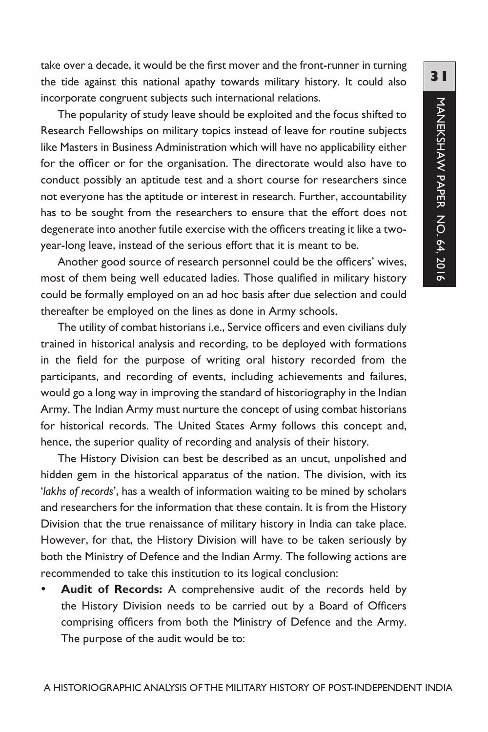take over a decade, it would be the first mover and the front-runner in turning the tide against this national apathy towards military history. It could also incorporate congruent subjects such international relations.

The popularity of study leave should be exploited and the focus shifted to Research Fellowships on military topics instead of leave for routine subjects like Masters in Business Administration which will have no applicability either for the officer or for the organisation. The directorate would also have to conduct possibly an aptitude test and a short course for researchers since not everyone has the aptitude or interest in research. Further, accountability has to be sought from the researchers to ensure that the effort does not degenerate into another futile exercise with the officers treating it like a two-year-long leave, instead of the serious effort that it is meant to be.

Another good source of research personnel could be the officers' wives, most of them being well educated ladies. Those qualified in military history could be formally employed on an ad hoc basis after due selection and could thereafter be employed on the lines as done in Army schools.

The utility of combat historians i.e., Service officers and even civilians duly trained in historical analysis and recording, to be deployed with formations in the field for the purpose of writing oral history recorded from the participants, and recording of events, including achievements and failures, would go a long way in improving the standard of historiography in the Indian Army. The Indian Army must nurture the concept of using combat historians for historical records. The United States Army follows this concept and, hence, the superior quality of recording and analysis of their history.

The History Division can best be described as an uncut, unpolished and hidden gem in the historical apparatus of the nation. The division, with its '*lakhs of records*', has a wealth of information waiting to be mined by scholars and researchers for the information that these contain. It is from the History Division that the true renaissance of military history in India can take place. However, for that, the History Division will have to be taken seriously by both the Ministry of Defence and the Indian Army. The following actions are recommended to take this institution to its logical conclusion:

- **Audit of Records:** A comprehensive audit of the records held by the History Division needs to be carried out by a Board of Officers comprising officers from both the Ministry of Defence and the Army. The purpose of the audit would be to: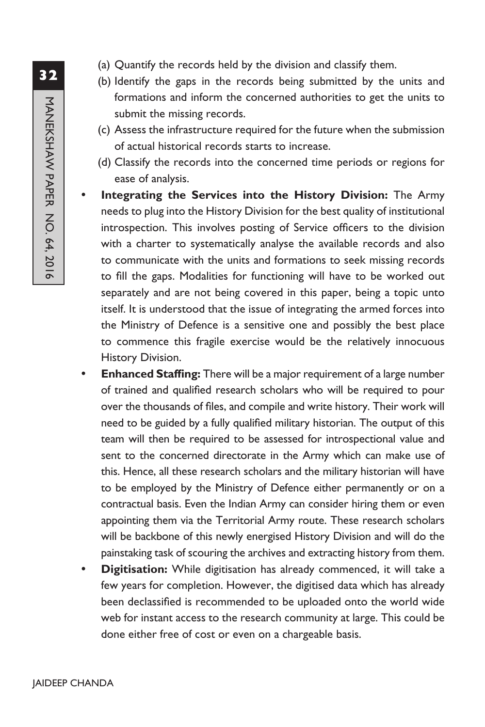(a) Quantify the records held by the division and classify them.
(b) Identify the gaps in the records being submitted by the units and formations and inform the concerned authorities to get the units to submit the missing records.
(c) Assess the infrastructure required for the future when the submission of actual historical records starts to increase.
(d) Classify the records into the concerned time periods or regions for ease of analysis.

- **Integrating the Services into the History Division:** The Army needs to plug into the History Division for the best quality of institutional introspection. This involves posting of Service officers to the division with a charter to systematically analyse the available records and also to communicate with the units and formations to seek missing records to fill the gaps. Modalities for functioning will have to be worked out separately and are not being covered in this paper, being a topic unto itself. It is understood that the issue of integrating the armed forces into the Ministry of Defence is a sensitive one and possibly the best place to commence this fragile exercise would be the relatively innocuous History Division.
- **Enhanced Staffing:** There will be a major requirement of a large number of trained and qualified research scholars who will be required to pour over the thousands of files, and compile and write history. Their work will need to be guided by a fully qualified military historian. The output of this team will then be required to be assessed for introspectional value and sent to the concerned directorate in the Army which can make use of this. Hence, all these research scholars and the military historian will have to be employed by the Ministry of Defence either permanently or on a contractual basis. Even the Indian Army can consider hiring them or even appointing them via the Territorial Army route. These research scholars will be backbone of this newly energised History Division and will do the painstaking task of scouring the archives and extracting history from them.
- **Digitisation:** While digitisation has already commenced, it will take a few years for completion. However, the digitised data which has already been declassified is recommended to be uploaded onto the world wide web for instant access to the research community at large. This could be done either free of cost or even on a chargeable basis.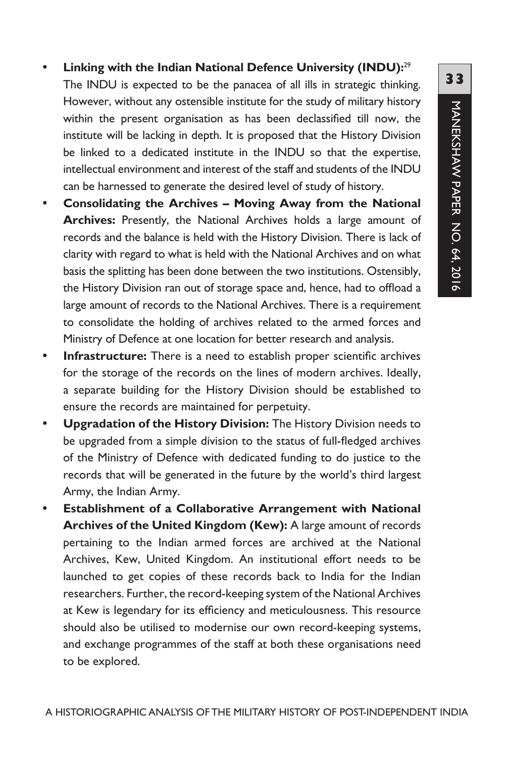- **Linking with the Indian National Defence University (INDU):**[29] The INDU is expected to be the panacea of all ills in strategic thinking. However, without any ostensible institute for the study of military history within the present organisation as has been declassified till now, the institute will be lacking in depth. It is proposed that the History Division be linked to a dedicated institute in the INDU so that the expertise, intellectual environment and interest of the staff and students of the INDU can be harnessed to generate the desired level of study of history.
- **Consolidating the Archives – Moving Away from the National Archives:** Presently, the National Archives holds a large amount of records and the balance is held with the History Division. There is lack of clarity with regard to what is held with the National Archives and on what basis the splitting has been done between the two institutions. Ostensibly, the History Division ran out of storage space and, hence, had to offload a large amount of records to the National Archives. There is a requirement to consolidate the holding of archives related to the armed forces and Ministry of Defence at one location for better research and analysis.
- **Infrastructure:** There is a need to establish proper scientific archives for the storage of the records on the lines of modern archives. Ideally, a separate building for the History Division should be established to ensure the records are maintained for perpetuity.
- **Upgradation of the History Division:** The History Division needs to be upgraded from a simple division to the status of full-fledged archives of the Ministry of Defence with dedicated funding to do justice to the records that will be generated in the future by the world's third largest Army, the Indian Army.
- **Establishment of a Collaborative Arrangement with National Archives of the United Kingdom (Kew):** A large amount of records pertaining to the Indian armed forces are archived at the National Archives, Kew, United Kingdom. An institutional effort needs to be launched to get copies of these records back to India for the Indian researchers. Further, the record-keeping system of the National Archives at Kew is legendary for its efficiency and meticulousness. This resource should also be utilised to modernise our own record-keeping systems, and exchange programmes of the staff at both these organisations need to be explored.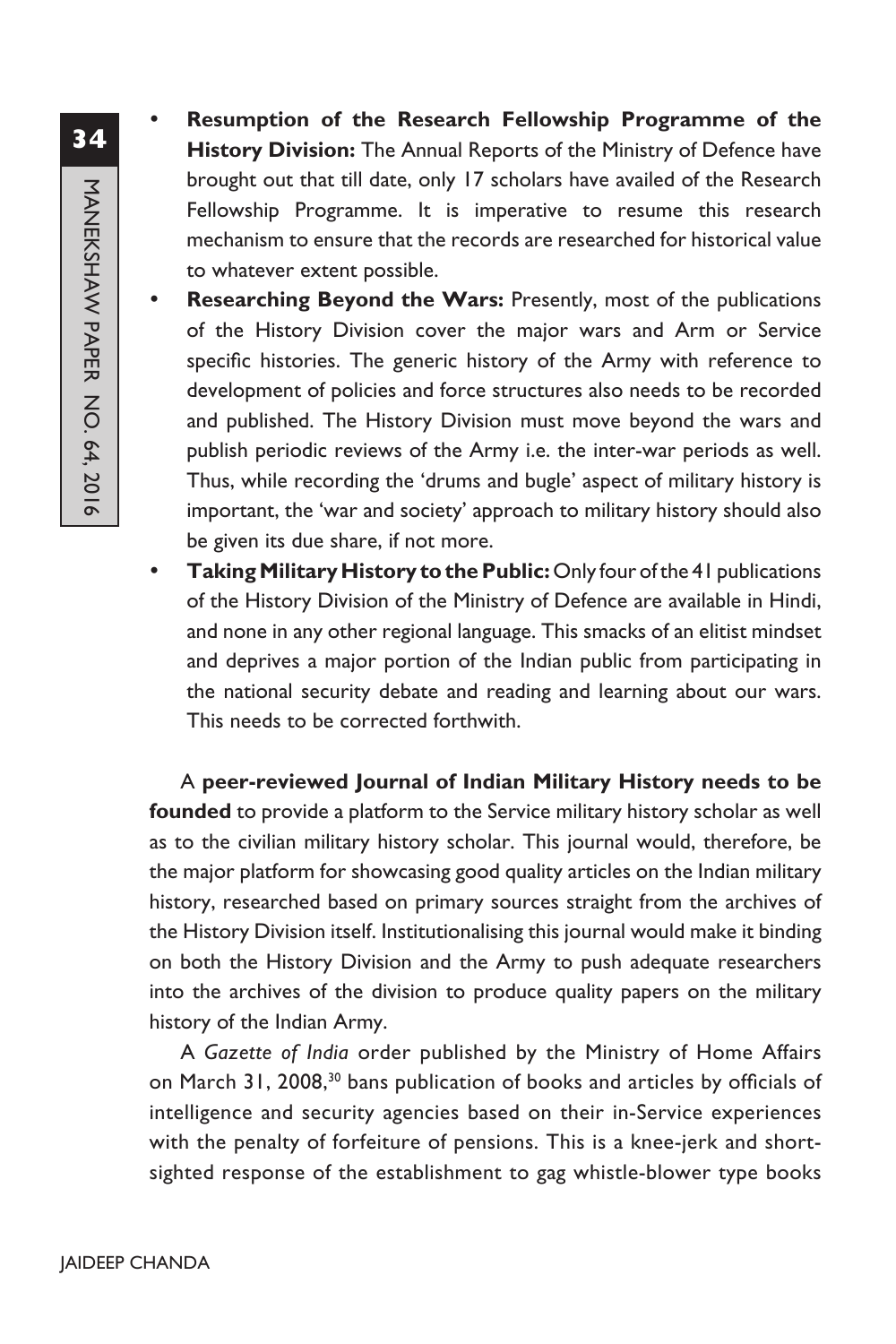- **Resumption of the Research Fellowship Programme of the History Division:** The Annual Reports of the Ministry of Defence have brought out that till date, only 17 scholars have availed of the Research Fellowship Programme. It is imperative to resume this research mechanism to ensure that the records are researched for historical value to whatever extent possible.
- **Researching Beyond the Wars:** Presently, most of the publications of the History Division cover the major wars and Arm or Service specific histories. The generic history of the Army with reference to development of policies and force structures also needs to be recorded and published. The History Division must move beyond the wars and publish periodic reviews of the Army i.e. the inter-war periods as well. Thus, while recording the 'drums and bugle' aspect of military history is important, the 'war and society' approach to military history should also be given its due share, if not more.
- **Taking Military History to the Public:** Only four of the 41 publications of the History Division of the Ministry of Defence are available in Hindi, and none in any other regional language. This smacks of an elitist mindset and deprives a major portion of the Indian public from participating in the national security debate and reading and learning about our wars. This needs to be corrected forthwith.

A **peer-reviewed Journal of Indian Military History needs to be founded** to provide a platform to the Service military history scholar as well as to the civilian military history scholar. This journal would, therefore, be the major platform for showcasing good quality articles on the Indian military history, researched based on primary sources straight from the archives of the History Division itself. Institutionalising this journal would make it binding on both the History Division and the Army to push adequate researchers into the archives of the division to produce quality papers on the military history of the Indian Army.

A *Gazette of India* order published by the Ministry of Home Affairs on March 31, 2008,[30] bans publication of books and articles by officials of intelligence and security agencies based on their in-Service experiences with the penalty of forfeiture of pensions. This is a knee-jerk and short-sighted response of the establishment to gag whistle-blower type books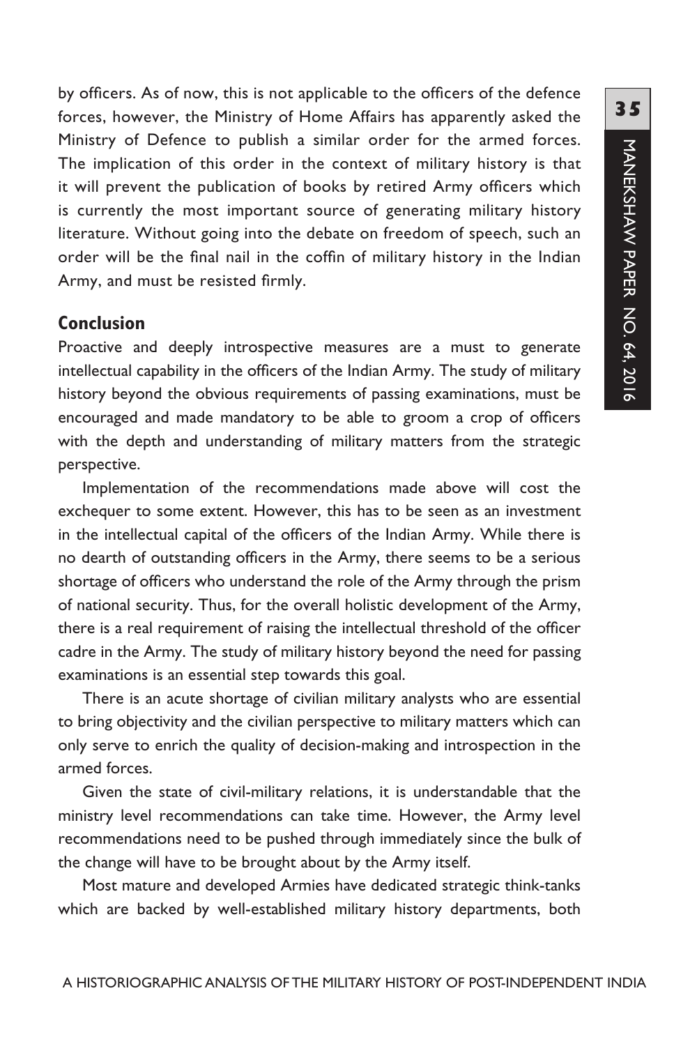by officers. As of now, this is not applicable to the officers of the defence forces, however, the Ministry of Home Affairs has apparently asked the Ministry of Defence to publish a similar order for the armed forces. The implication of this order in the context of military history is that it will prevent the publication of books by retired Army officers which is currently the most important source of generating military history literature. Without going into the debate on freedom of speech, such an order will be the final nail in the coffin of military history in the Indian Army, and must be resisted firmly.

## Conclusion

Proactive and deeply introspective measures are a must to generate intellectual capability in the officers of the Indian Army. The study of military history beyond the obvious requirements of passing examinations, must be encouraged and made mandatory to be able to groom a crop of officers with the depth and understanding of military matters from the strategic perspective.

Implementation of the recommendations made above will cost the exchequer to some extent. However, this has to be seen as an investment in the intellectual capital of the officers of the Indian Army. While there is no dearth of outstanding officers in the Army, there seems to be a serious shortage of officers who understand the role of the Army through the prism of national security. Thus, for the overall holistic development of the Army, there is a real requirement of raising the intellectual threshold of the officer cadre in the Army. The study of military history beyond the need for passing examinations is an essential step towards this goal.

There is an acute shortage of civilian military analysts who are essential to bring objectivity and the civilian perspective to military matters which can only serve to enrich the quality of decision-making and introspection in the armed forces.

Given the state of civil-military relations, it is understandable that the ministry level recommendations can take time. However, the Army level recommendations need to be pushed through immediately since the bulk of the change will have to be brought about by the Army itself.

Most mature and developed Armies have dedicated strategic think-tanks which are backed by well-established military history departments, both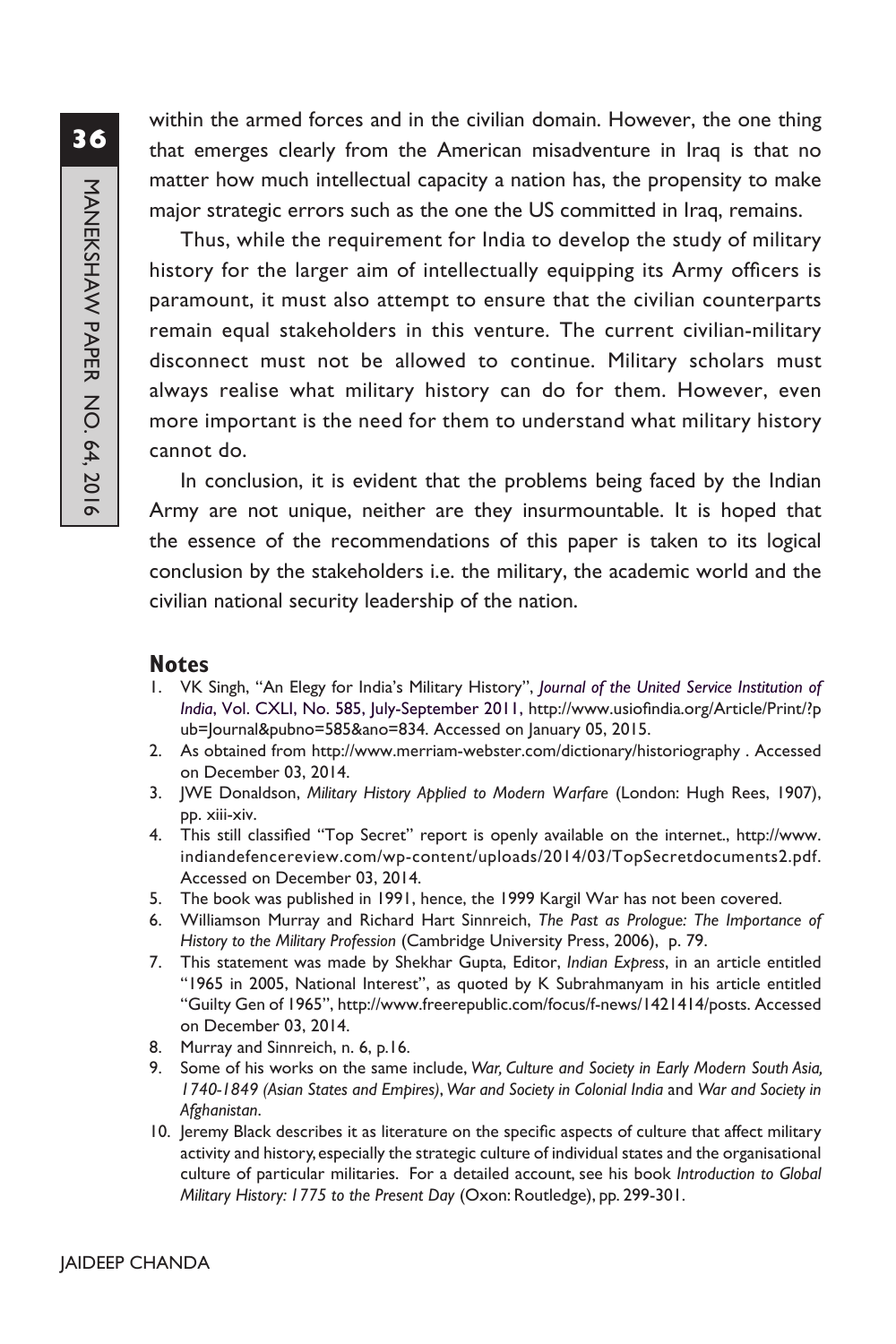within the armed forces and in the civilian domain. However, the one thing that emerges clearly from the American misadventure in Iraq is that no matter how much intellectual capacity a nation has, the propensity to make major strategic errors such as the one the US committed in Iraq, remains.

Thus, while the requirement for India to develop the study of military history for the larger aim of intellectually equipping its Army officers is paramount, it must also attempt to ensure that the civilian counterparts remain equal stakeholders in this venture. The current civilian-military disconnect must not be allowed to continue. Military scholars must always realise what military history can do for them. However, even more important is the need for them to understand what military history cannot do.

In conclusion, it is evident that the problems being faced by the Indian Army are not unique, neither are they insurmountable. It is hoped that the essence of the recommendations of this paper is taken to its logical conclusion by the stakeholders i.e. the military, the academic world and the civilian national security leadership of the nation.

## Notes

1. VK Singh, "An Elegy for India's Military History", *Journal of the United Service Institution of India*, Vol. CXLI, No. 585, July-September 2011, http://www.usiofindia.org/Article/Print/?pub=Journal&pubno=585&ano=834. Accessed on January 05, 2015.
2. As obtained from http://www.merriam-webster.com/dictionary/historiography . Accessed on December 03, 2014.
3. JWE Donaldson, *Military History Applied to Modern Warfare* (London: Hugh Rees, 1907), pp. xiii-xiv.
4. This still classified "Top Secret" report is openly available on the internet., http://www.indiandefencereview.com/wp-content/uploads/2014/03/TopSecretdocuments2.pdf. Accessed on December 03, 2014.
5. The book was published in 1991, hence, the 1999 Kargil War has not been covered.
6. Williamson Murray and Richard Hart Sinnreich, *The Past as Prologue: The Importance of History to the Military Profession* (Cambridge University Press, 2006), p. 79.
7. This statement was made by Shekhar Gupta, Editor, *Indian Express*, in an article entitled "1965 in 2005, National Interest", as quoted by K Subrahmanyam in his article entitled "Guilty Gen of 1965", http://www.freerepublic.com/focus/f-news/1421414/posts. Accessed on December 03, 2014.
8. Murray and Sinnreich, n. 6, p.16.
9. Some of his works on the same include, *War, Culture and Society in Early Modern South Asia, 1740-1849 (Asian States and Empires)*, *War and Society in Colonial India* and *War and Society in Afghanistan*.
10. Jeremy Black describes it as literature on the specific aspects of culture that affect military activity and history, especially the strategic culture of individual states and the organisational culture of particular militaries. For a detailed account, see his book *Introduction to Global Military History: 1775 to the Present Day* (Oxon: Routledge), pp. 299-301.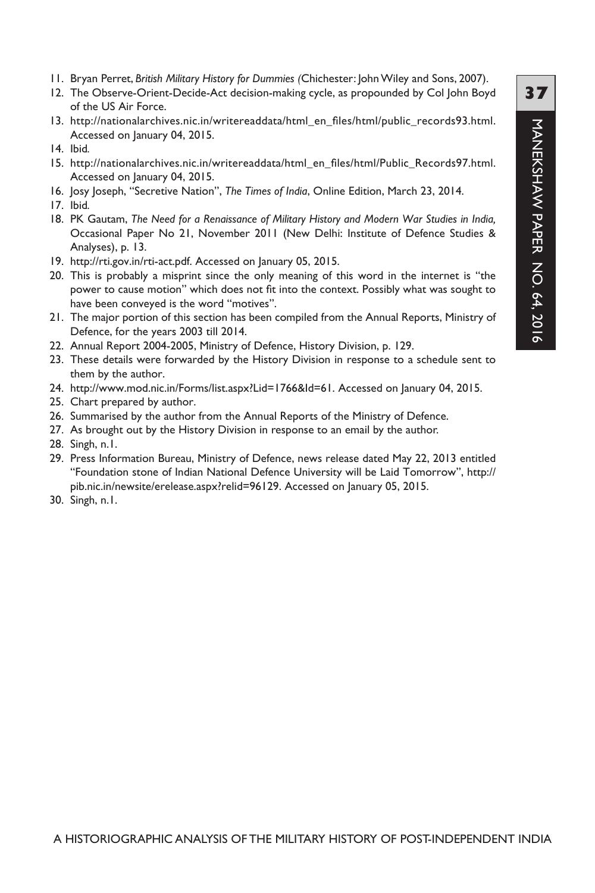11. Bryan Perret, *British Military History for Dummies (*Chichester: John Wiley and Sons, 2007).
12. The Observe-Orient-Decide-Act decision-making cycle, as propounded by Col John Boyd of the US Air Force.
13. http://nationalarchives.nic.in/writereaddata/html_en_files/html/public_records93.html. Accessed on January 04, 2015.
14. Ibid.
15. http://nationalarchives.nic.in/writereaddata/html_en_files/html/Public_Records97.html. Accessed on January 04, 2015.
16. Josy Joseph, "Secretive Nation", *The Times of India*, Online Edition, March 23, 2014.
17. Ibid.
18. PK Gautam, *The Need for a Renaissance of Military History and Modern War Studies in India,* Occasional Paper No 21, November 2011 (New Delhi: Institute of Defence Studies & Analyses), p. 13.
19. http://rti.gov.in/rti-act.pdf. Accessed on January 05, 2015.
20. This is probably a misprint since the only meaning of this word in the internet is "the power to cause motion" which does not fit into the context. Possibly what was sought to have been conveyed is the word "motives".
21. The major portion of this section has been compiled from the Annual Reports, Ministry of Defence, for the years 2003 till 2014.
22. Annual Report 2004-2005, Ministry of Defence, History Division, p. 129.
23. These details were forwarded by the History Division in response to a schedule sent to them by the author.
24. http://www.mod.nic.in/Forms/list.aspx?Lid=1766&Id=61. Accessed on January 04, 2015.
25. Chart prepared by author.
26. Summarised by the author from the Annual Reports of the Ministry of Defence.
27. As brought out by the History Division in response to an email by the author.
28. Singh, n.1.
29. Press Information Bureau, Ministry of Defence, news release dated May 22, 2013 entitled "Foundation stone of Indian National Defence University will be Laid Tomorrow", http://pib.nic.in/newsite/erelease.aspx?relid=96129. Accessed on January 05, 2015.
30. Singh, n.1.